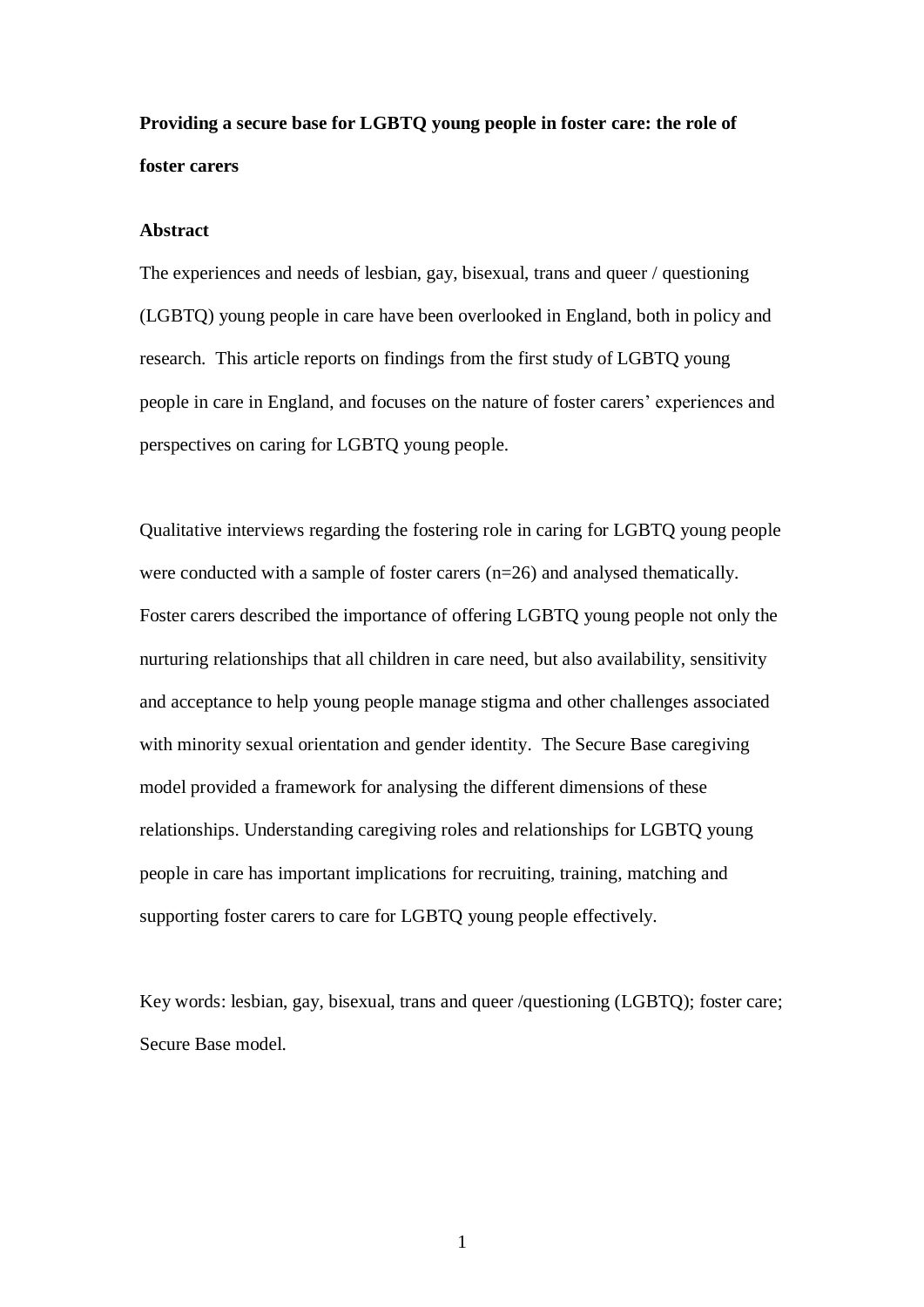# Providing a secure base for LGBTQ young people in foster care: the role of foster carers

## Abstract

The experiences and needs of lesbian, gay, bisexual, trans and queer / questioning (LGBTQ) young people in care have been overlooked in England, both in policy and research. This article reports on findings from the first study of LGBTQ young people in care in England, and focuses on the nature of foster carers' experiences and perspectives on caring for LGBTQ young people.

Qualitative interviews regarding the fostering role in caring for LGBTQ young people were conducted with a sample of foster carers (n=26) and analysed thematically. Foster carers described the importance of offering LGBTQ young people not only the nurturing relationships that all children in care need, but also availability, sensitivity and acceptance to help young people manage stigma and other challenges associated with minority sexual orientation and gender identity. The Secure Base caregiving model provided a framework for analysing the different dimensions of these relationships. Understanding caregiving roles and relationships for LGBTQ young people in care has important implications for recruiting, training, matching and supporting foster carers to care for LGBTQ young people effectively.

Key words: lesbian, gay, bisexual, trans and queer /questioning (LGBTQ); foster care; Secure Base model.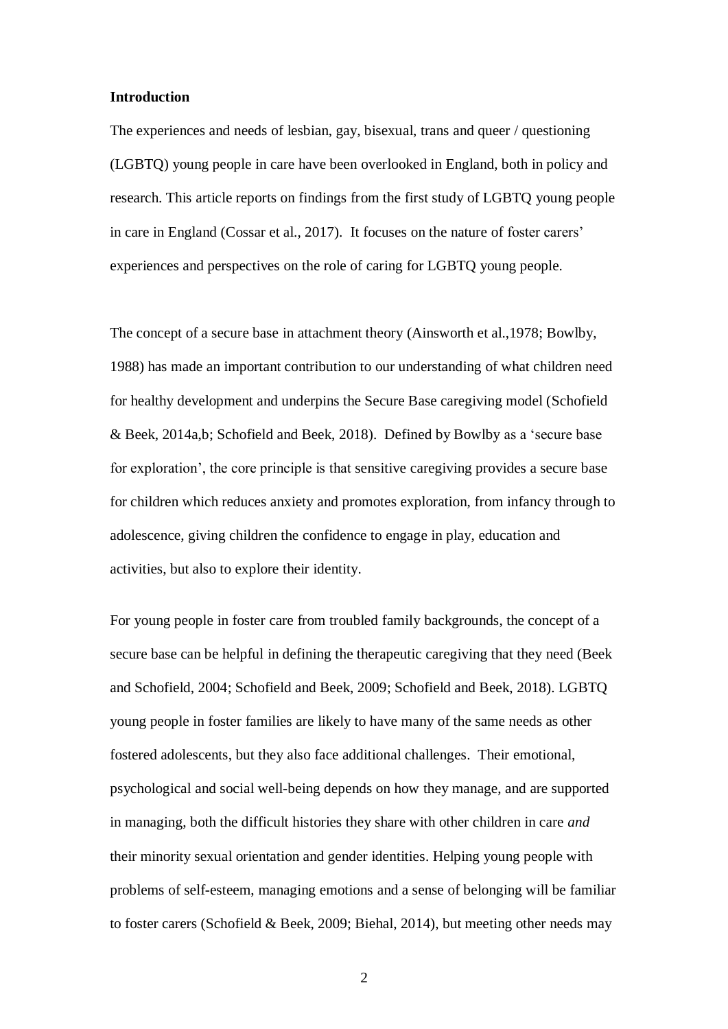**Introduction**

The experiences and needs of lesbian, gay, bisexual, trans and queer / questioning (LGBTQ) young people in care have been overlooked in England, both in policy and research. This article reports on findings from the first study of LGBTQ young people in care in England (Cossar et al., 2017). It focuses on the nature of foster carers' experiences and perspectives on the role of caring for LGBTQ young people.

The concept of a secure base in attachment theory (Ainsworth et al.,1978; Bowlby, 1988) has made an important contribution to our understanding of what children need for healthy development and underpins the Secure Base caregiving model (Schofield & Beek, 2014a,b; Schofield and Beek, 2018). Defined by Bowlby as a 'secure base for exploration', the core principle is that sensitive caregiving provides a secure base for children which reduces anxiety and promotes exploration, from infancy through to adolescence, giving children the confidence to engage in play, education and activities, but also to explore their identity.

For young people in foster care from troubled family backgrounds, the concept of a secure base can be helpful in defining the therapeutic caregiving that they need (Beek and Schofield, 2004; Schofield and Beek, 2009; Schofield and Beek, 2018). LGBTQ young people in foster families are likely to have many of the same needs as other fostered adolescents, but they also face additional challenges. Their emotional, psychological and social well-being depends on how they manage, and are supported in managing, both the difficult histories they share with other children in care *and* their minority sexual orientation and gender identities. Helping young people with problems of self-esteem, managing emotions and a sense of belonging will be familiar to foster carers (Schofield & Beek, 2009; Biehal, 2014), but meeting other needs may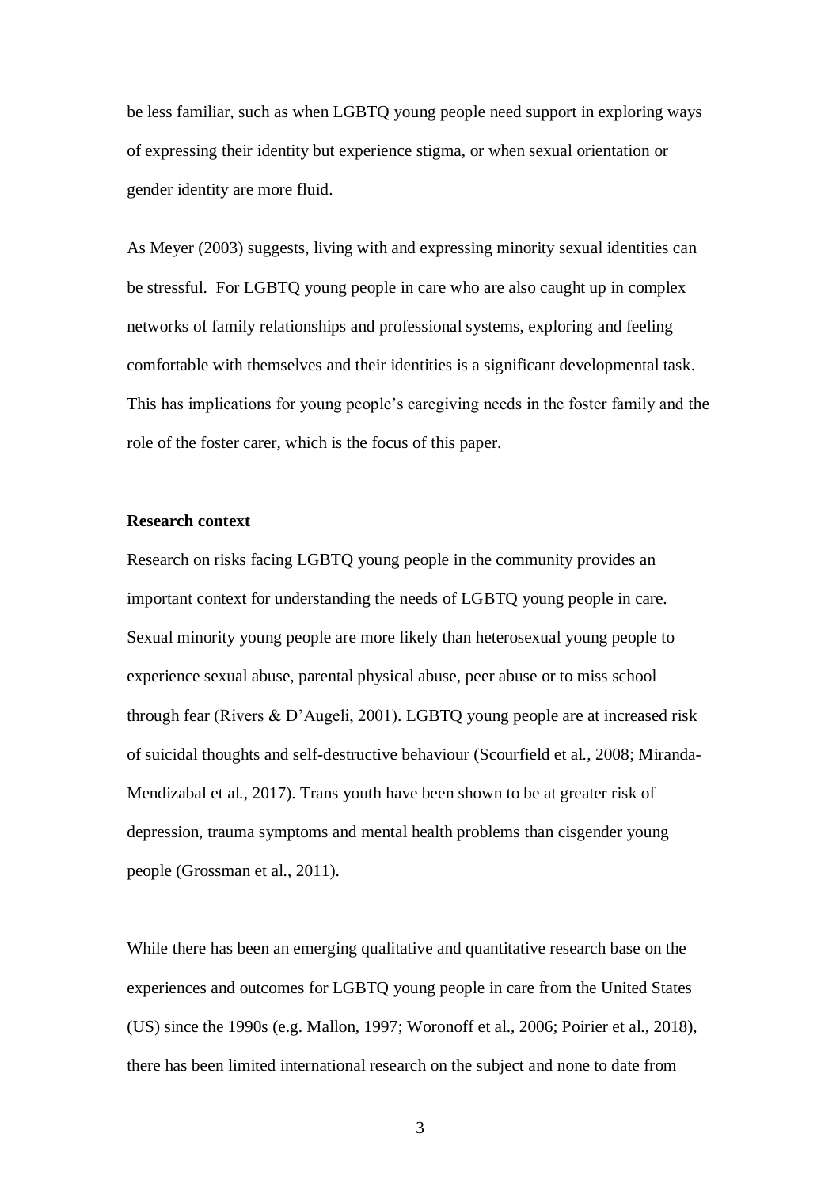be less familiar, such as when LGBTQ young people need support in exploring ways of expressing their identity but experience stigma, or when sexual orientation or gender identity are more fluid.

As Meyer (2003) suggests, living with and expressing minority sexual identities can be stressful. For LGBTQ young people in care who are also caught up in complex networks of family relationships and professional systems, exploring and feeling comfortable with themselves and their identities is a significant developmental task. This has implications for young people's caregiving needs in the foster family and the role of the foster carer, which is the focus of this paper.

**Research context**

Research on risks facing LGBTQ young people in the community provides an important context for understanding the needs of LGBTQ young people in care. Sexual minority young people are more likely than heterosexual young people to experience sexual abuse, parental physical abuse, peer abuse or to miss school through fear (Rivers & D'Augeli, 2001). LGBTQ young people are at increased risk of suicidal thoughts and self-destructive behaviour (Scourfield et al., 2008; Miranda-Mendizabal et al., 2017). Trans youth have been shown to be at greater risk of depression, trauma symptoms and mental health problems than cisgender young people (Grossman et al., 2011).

While there has been an emerging qualitative and quantitative research base on the experiences and outcomes for LGBTQ young people in care from the United States (US) since the 1990s (e.g. Mallon, 1997; Woronoff et al., 2006; Poirier et al., 2018), there has been limited international research on the subject and none to date from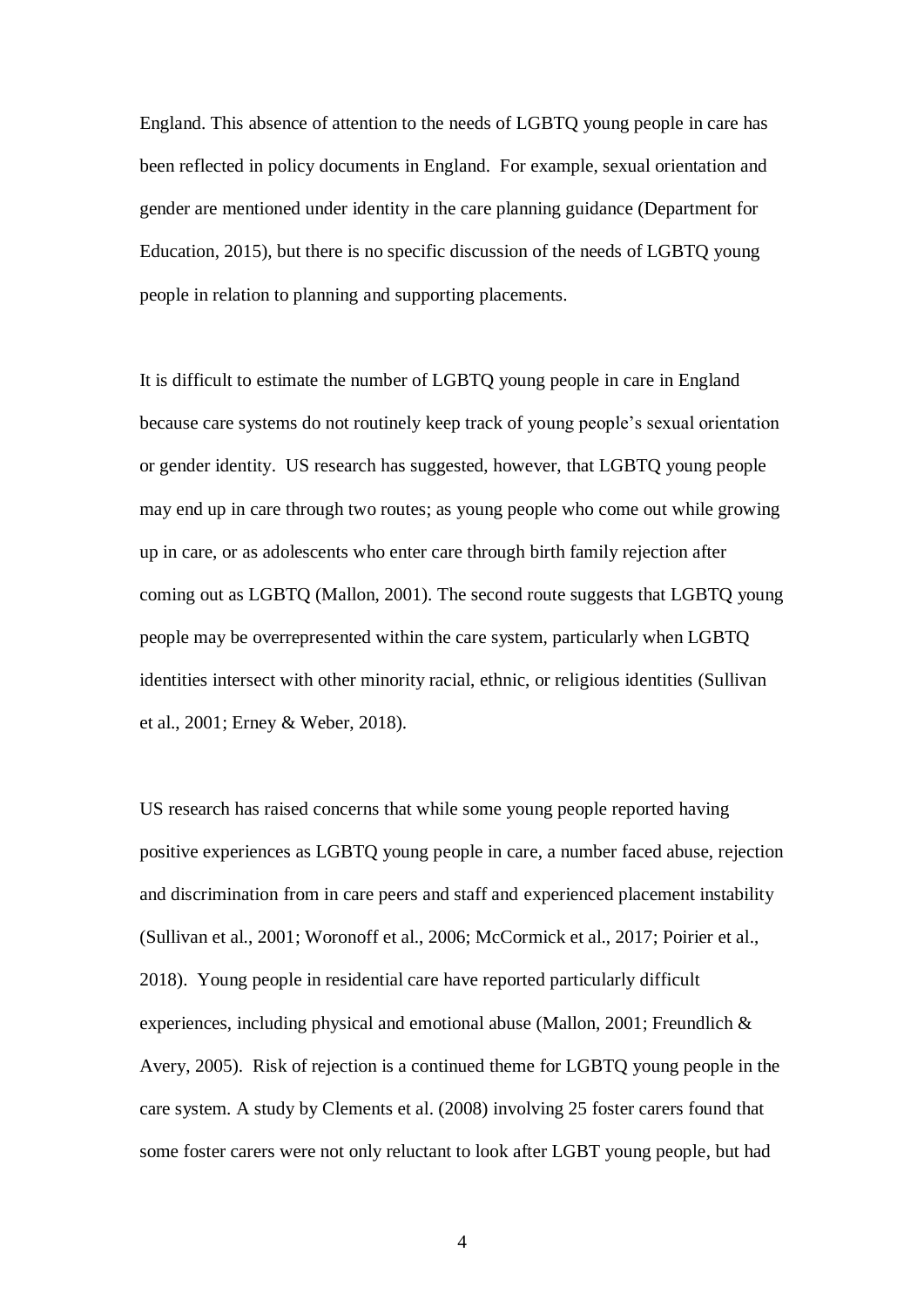England. This absence of attention to the needs of LGBTQ young people in care has been reflected in policy documents in England. For example, sexual orientation and gender are mentioned under identity in the care planning guidance (Department for Education, 2015), but there is no specific discussion of the needs of LGBTQ young people in relation to planning and supporting placements.

It is difficult to estimate the number of LGBTQ young people in care in England because care systems do not routinely keep track of young people's sexual orientation or gender identity. US research has suggested, however, that LGBTQ young people may end up in care through two routes; as young people who come out while growing up in care, or as adolescents who enter care through birth family rejection after coming out as LGBTQ (Mallon, 2001). The second route suggests that LGBTQ young people may be overrepresented within the care system, particularly when LGBTQ identities intersect with other minority racial, ethnic, or religious identities (Sullivan et al., 2001; Erney & Weber, 2018).

US research has raised concerns that while some young people reported having positive experiences as LGBTQ young people in care, a number faced abuse, rejection and discrimination from in care peers and staff and experienced placement instability (Sullivan et al., 2001; Woronoff et al., 2006; McCormick et al., 2017; Poirier et al., 2018). Young people in residential care have reported particularly difficult experiences, including physical and emotional abuse (Mallon, 2001; Freundlich & Avery, 2005). Risk of rejection is a continued theme for LGBTQ young people in the care system. A study by Clements et al. (2008) involving 25 foster carers found that some foster carers were not only reluctant to look after LGBT young people, but had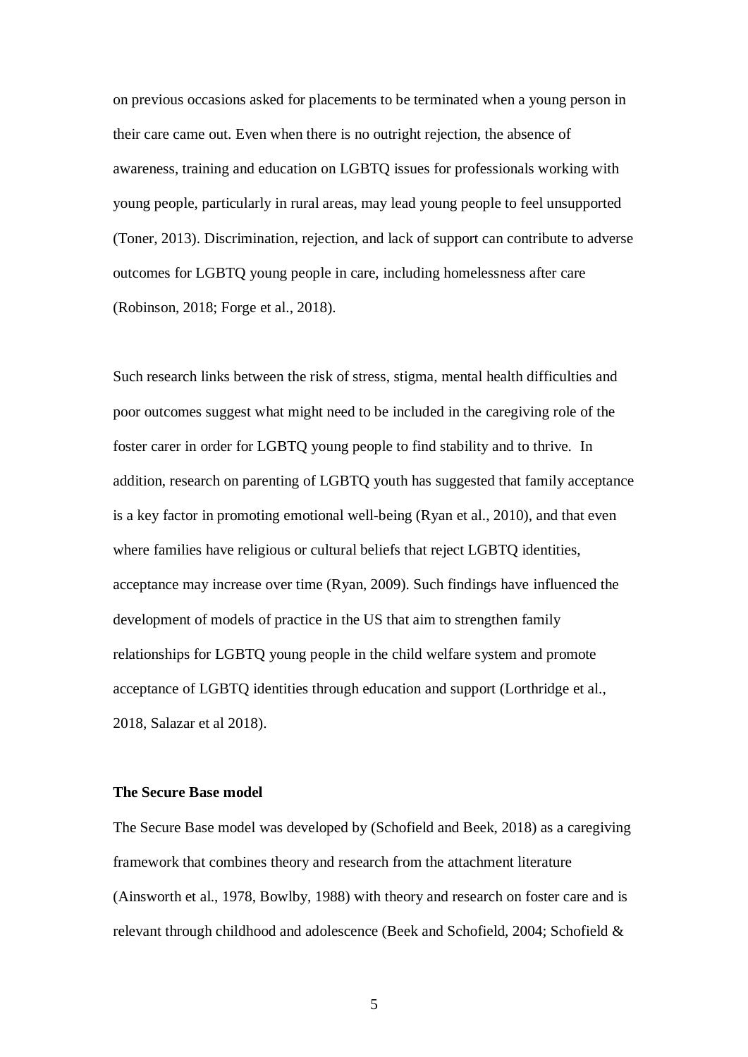on previous occasions asked for placements to be terminated when a young person in their care came out. Even when there is no outright rejection, the absence of awareness, training and education on LGBTQ issues for professionals working with young people, particularly in rural areas, may lead young people to feel unsupported (Toner, 2013). Discrimination, rejection, and lack of support can contribute to adverse outcomes for LGBTQ young people in care, including homelessness after care (Robinson, 2018; Forge et al., 2018).

Such research links between the risk of stress, stigma, mental health difficulties and poor outcomes suggest what might need to be included in the caregiving role of the foster carer in order for LGBTQ young people to find stability and to thrive. In addition, research on parenting of LGBTQ youth has suggested that family acceptance is a key factor in promoting emotional well-being (Ryan et al., 2010), and that even where families have religious or cultural beliefs that reject LGBTQ identities, acceptance may increase over time (Ryan, 2009). Such findings have influenced the development of models of practice in the US that aim to strengthen family relationships for LGBTQ young people in the child welfare system and promote acceptance of LGBTQ identities through education and support (Lorthridge et al., 2018, Salazar et al 2018).

**The Secure Base model**

The Secure Base model was developed by (Schofield and Beek, 2018) as a caregiving framework that combines theory and research from the attachment literature (Ainsworth et al., 1978, Bowlby, 1988) with theory and research on foster care and is relevant through childhood and adolescence (Beek and Schofield, 2004; Schofield &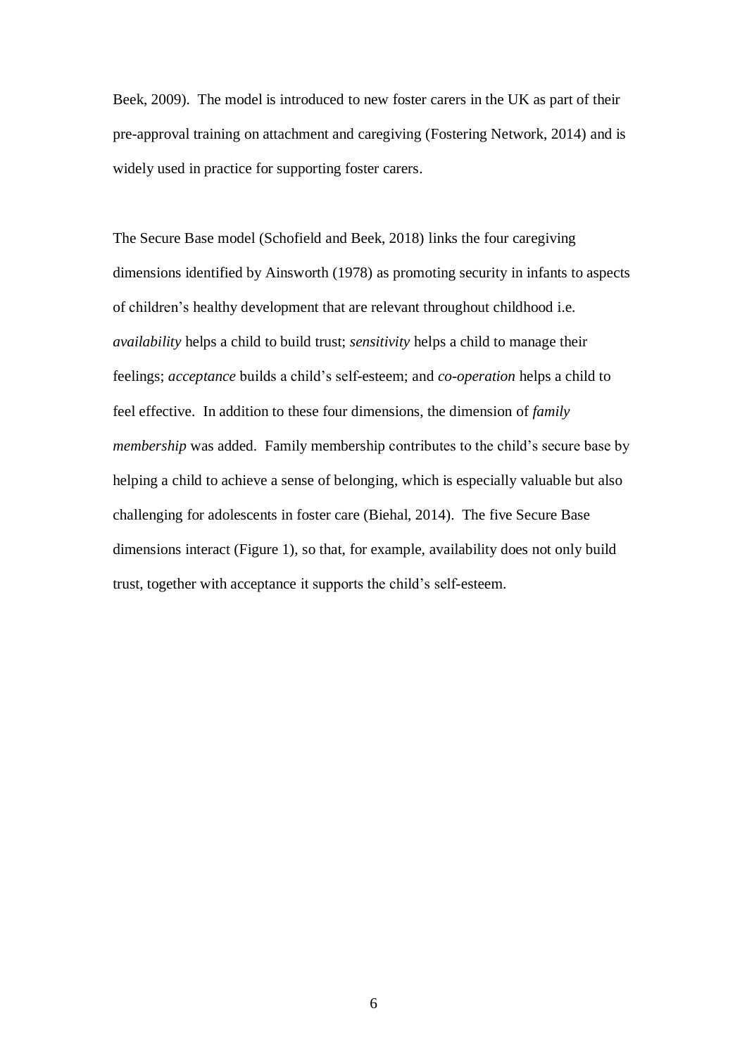Beek, 2009). The model is introduced to new foster carers in the UK as part of their pre-approval training on attachment and caregiving (Fostering Network, 2014) and is widely used in practice for supporting foster carers.

The Secure Base model (Schofield and Beek, 2018) links the four caregiving dimensions identified by Ainsworth (1978) as promoting security in infants to aspects of children's healthy development that are relevant throughout childhood i.e. *availability* helps a child to build trust; *sensitivity* helps a child to manage their feelings; *acceptance* builds a child's self-esteem; and *co-operation* helps a child to feel effective. In addition to these four dimensions, the dimension of *family membership* was added. Family membership contributes to the child's secure base by helping a child to achieve a sense of belonging, which is especially valuable but also challenging for adolescents in foster care (Biehal, 2014). The five Secure Base dimensions interact (Figure 1), so that, for example, availability does not only build trust, together with acceptance it supports the child's self-esteem.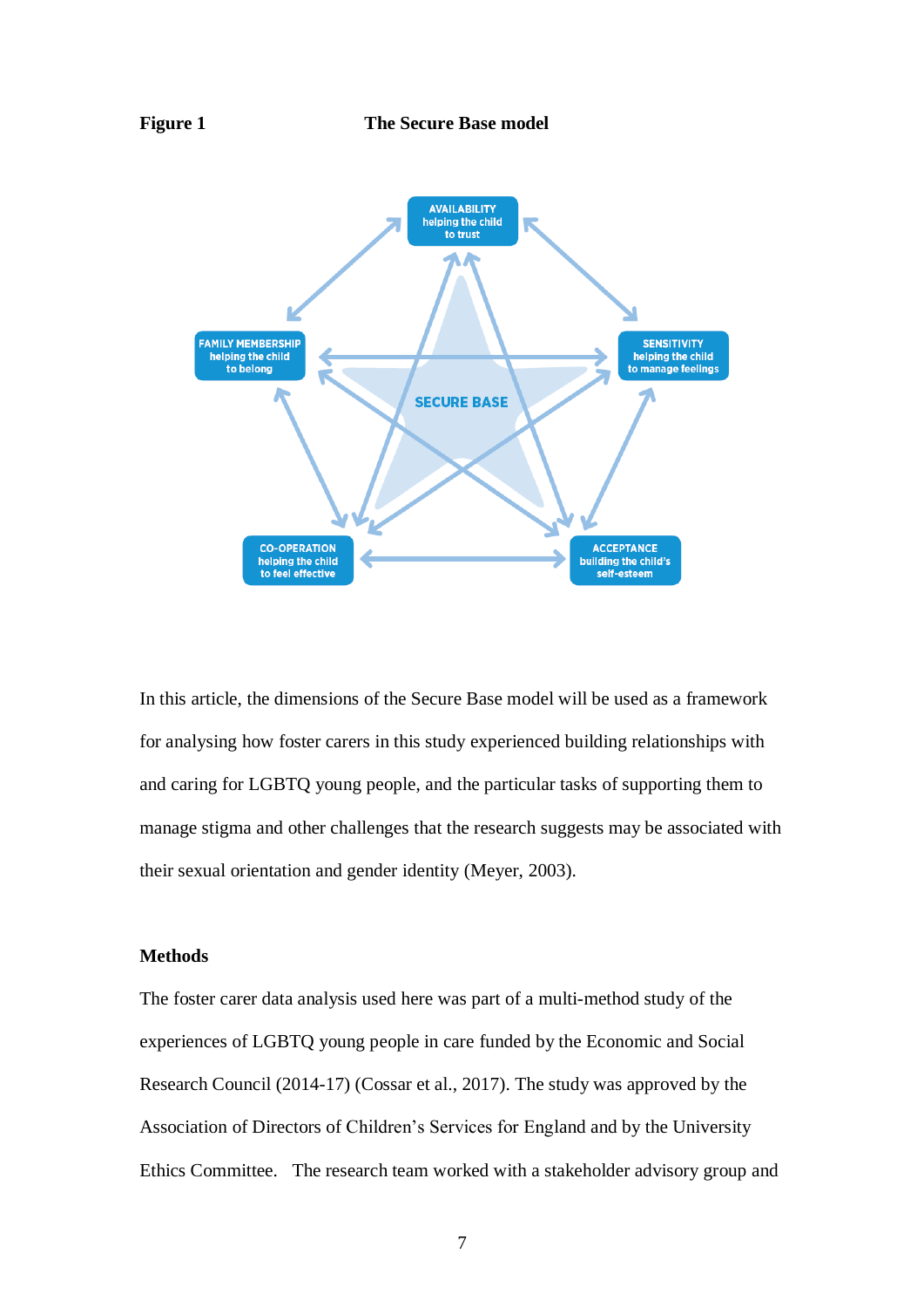**Figure 1** **The Secure Base model**

AVAILABILITY helping the child to trust

FAMILY MEMBERSHIP helping the child to belong

SENSITIVITY helping the child to manage feelings

SECURE BASE

CO-OPERATION helping the child to feel effective

ACCEPTANCE building the child's self-esteem

In this article, the dimensions of the Secure Base model will be used as a framework for analysing how foster carers in this study experienced building relationships with and caring for LGBTQ young people, and the particular tasks of supporting them to manage stigma and other challenges that the research suggests may be associated with their sexual orientation and gender identity (Meyer, 2003).

## Methods

The foster carer data analysis used here was part of a multi-method study of the experiences of LGBTQ young people in care funded by the Economic and Social Research Council (2014-17) (Cossar et al., 2017). The study was approved by the Association of Directors of Children's Services for England and by the University Ethics Committee.   The research team worked with a stakeholder advisory group and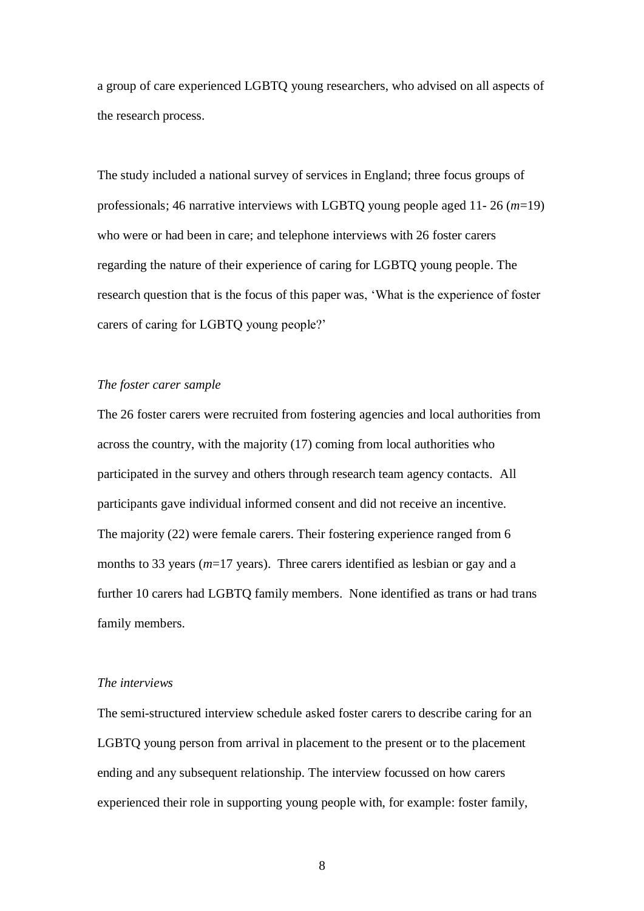a group of care experienced LGBTQ young researchers, who advised on all aspects of the research process.

The study included a national survey of services in England; three focus groups of professionals; 46 narrative interviews with LGBTQ young people aged 11- 26 (*m*=19) who were or had been in care; and telephone interviews with 26 foster carers regarding the nature of their experience of caring for LGBTQ young people. The research question that is the focus of this paper was, 'What is the experience of foster carers of caring for LGBTQ young people?'

*The foster carer sample*

The 26 foster carers were recruited from fostering agencies and local authorities from across the country, with the majority (17) coming from local authorities who participated in the survey and others through research team agency contacts. All participants gave individual informed consent and did not receive an incentive. The majority (22) were female carers. Their fostering experience ranged from 6 months to 33 years (*m*=17 years). Three carers identified as lesbian or gay and a further 10 carers had LGBTQ family members. None identified as trans or had trans family members.

*The interviews*

The semi-structured interview schedule asked foster carers to describe caring for an LGBTQ young person from arrival in placement to the present or to the placement ending and any subsequent relationship. The interview focussed on how carers experienced their role in supporting young people with, for example: foster family,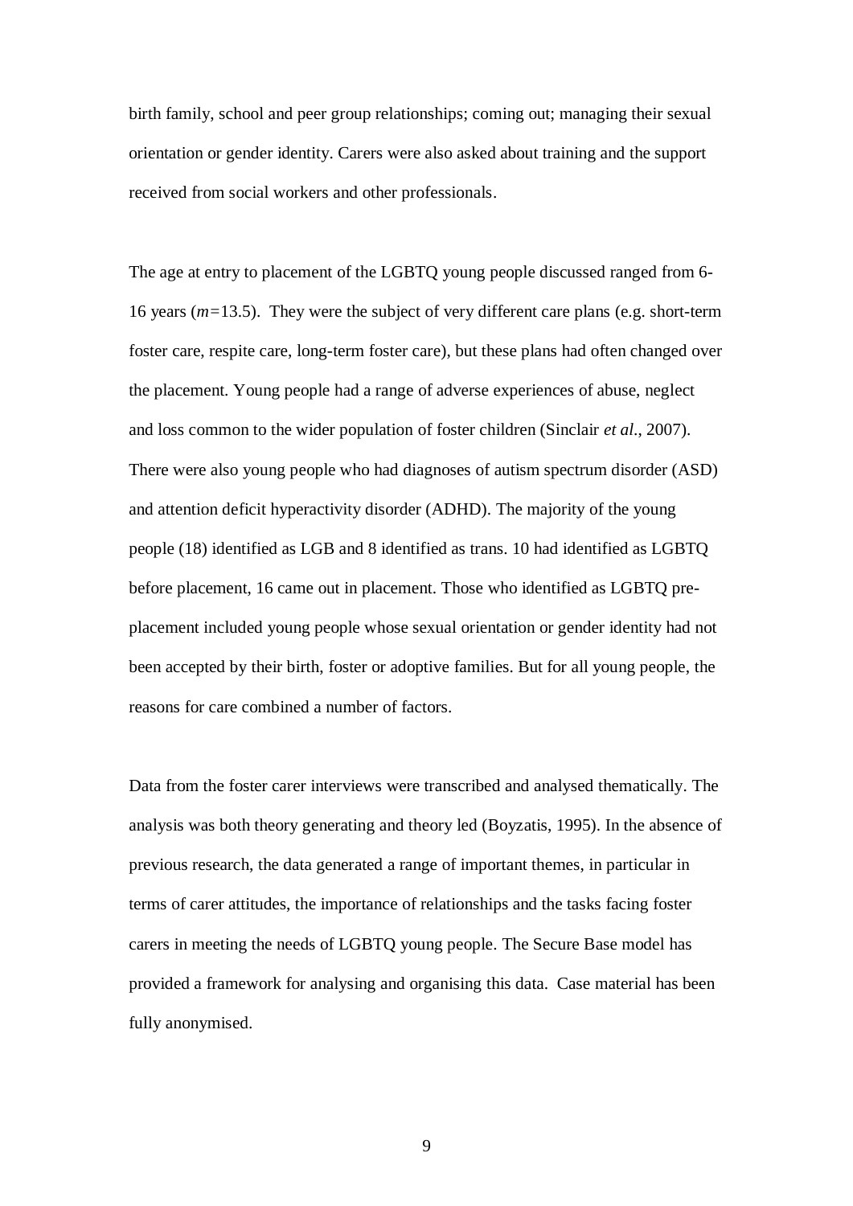birth family, school and peer group relationships; coming out; managing their sexual orientation or gender identity. Carers were also asked about training and the support received from social workers and other professionals.

The age at entry to placement of the LGBTQ young people discussed ranged from 6-16 years ($m$=13.5). They were the subject of very different care plans (e.g. short-term foster care, respite care, long-term foster care), but these plans had often changed over the placement. Young people had a range of adverse experiences of abuse, neglect and loss common to the wider population of foster children (Sinclair *et al*., 2007). There were also young people who had diagnoses of autism spectrum disorder (ASD) and attention deficit hyperactivity disorder (ADHD). The majority of the young people (18) identified as LGB and 8 identified as trans. 10 had identified as LGBTQ before placement, 16 came out in placement. Those who identified as LGBTQ pre-placement included young people whose sexual orientation or gender identity had not been accepted by their birth, foster or adoptive families. But for all young people, the reasons for care combined a number of factors.

Data from the foster carer interviews were transcribed and analysed thematically. The analysis was both theory generating and theory led (Boyzatis, 1995). In the absence of previous research, the data generated a range of important themes, in particular in terms of carer attitudes, the importance of relationships and the tasks facing foster carers in meeting the needs of LGBTQ young people. The Secure Base model has provided a framework for analysing and organising this data. Case material has been fully anonymised.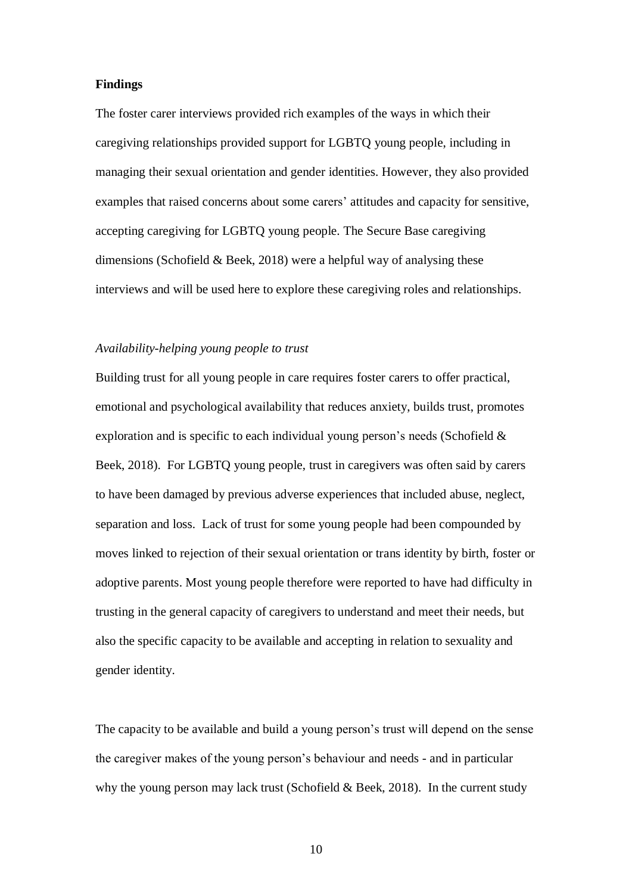**Findings**

The foster carer interviews provided rich examples of the ways in which their caregiving relationships provided support for LGBTQ young people, including in managing their sexual orientation and gender identities. However, they also provided examples that raised concerns about some carers' attitudes and capacity for sensitive, accepting caregiving for LGBTQ young people. The Secure Base caregiving dimensions (Schofield & Beek, 2018) were a helpful way of analysing these interviews and will be used here to explore these caregiving roles and relationships.

*Availability-helping young people to trust*

Building trust for all young people in care requires foster carers to offer practical, emotional and psychological availability that reduces anxiety, builds trust, promotes exploration and is specific to each individual young person's needs (Schofield & Beek, 2018). For LGBTQ young people, trust in caregivers was often said by carers to have been damaged by previous adverse experiences that included abuse, neglect, separation and loss. Lack of trust for some young people had been compounded by moves linked to rejection of their sexual orientation or trans identity by birth, foster or adoptive parents. Most young people therefore were reported to have had difficulty in trusting in the general capacity of caregivers to understand and meet their needs, but also the specific capacity to be available and accepting in relation to sexuality and gender identity.

The capacity to be available and build a young person's trust will depend on the sense the caregiver makes of the young person's behaviour and needs - and in particular why the young person may lack trust (Schofield & Beek, 2018). In the current study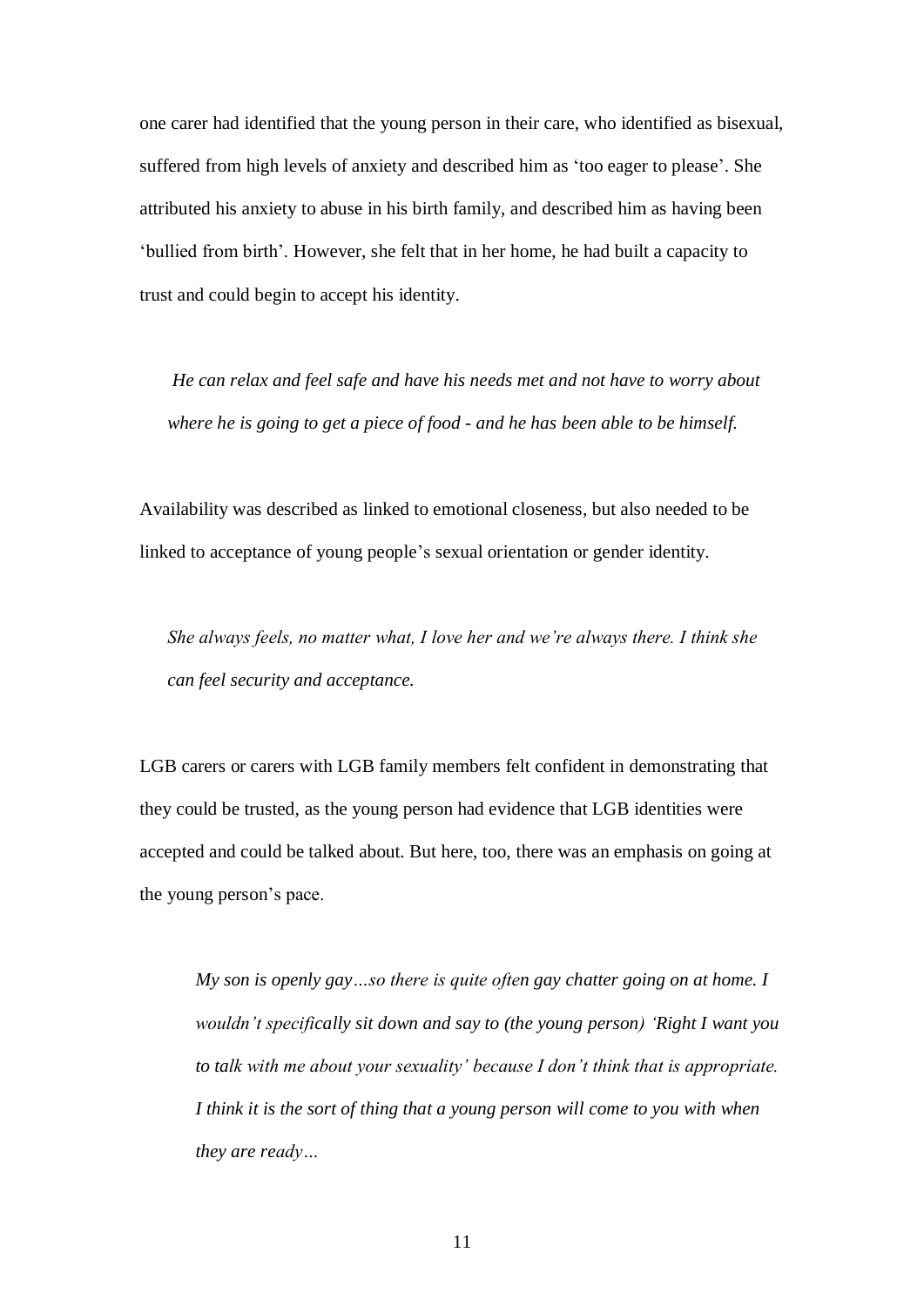one carer had identified that the young person in their care, who identified as bisexual, suffered from high levels of anxiety and described him as 'too eager to please'. She attributed his anxiety to abuse in his birth family, and described him as having been 'bullied from birth'. However, she felt that in her home, he had built a capacity to trust and could begin to accept his identity.

> *He can relax and feel safe and have his needs met and not have to worry about where he is going to get a piece of food - and he has been able to be himself.*

Availability was described as linked to emotional closeness, but also needed to be linked to acceptance of young people's sexual orientation or gender identity.

> *She always feels, no matter what, I love her and we're always there. I think she can feel security and acceptance.*

LGB carers or carers with LGB family members felt confident in demonstrating that they could be trusted, as the young person had evidence that LGB identities were accepted and could be talked about. But here, too, there was an emphasis on going at the young person's pace.

> *My son is openly gay…so there is quite often gay chatter going on at home. I wouldn't specifically sit down and say to (the young person) 'Right I want you to talk with me about your sexuality' because I don't think that is appropriate. I think it is the sort of thing that a young person will come to you with when they are ready…*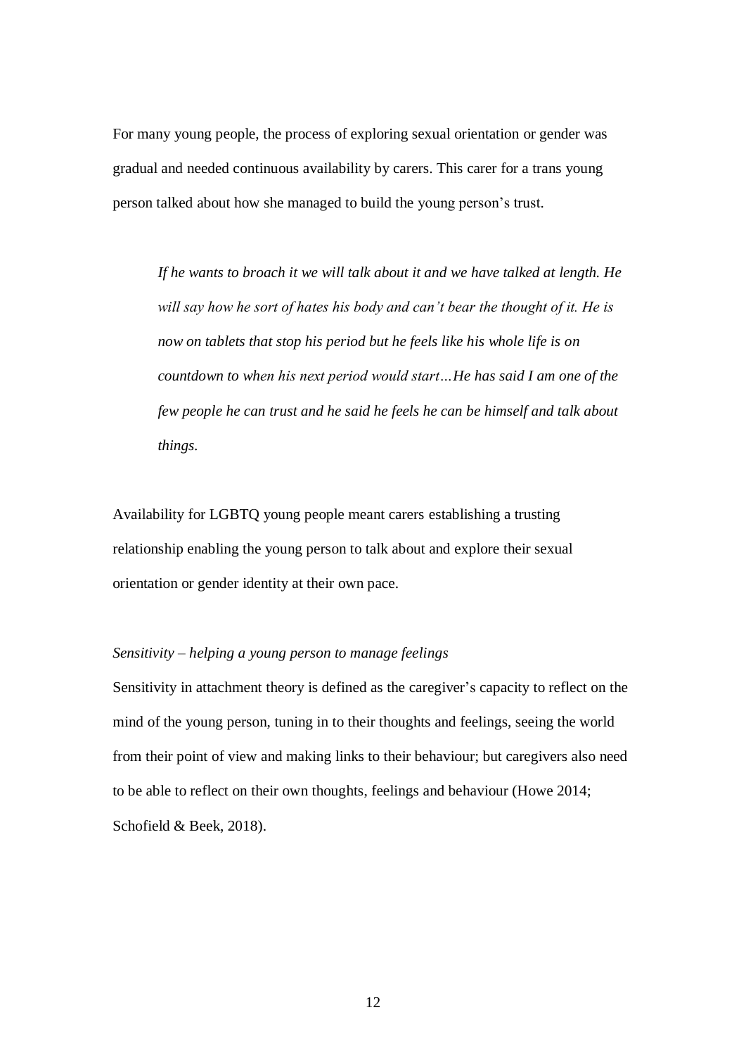For many young people, the process of exploring sexual orientation or gender was gradual and needed continuous availability by carers. This carer for a trans young person talked about how she managed to build the young person's trust.

> *If he wants to broach it we will talk about it and we have talked at length. He will say how he sort of hates his body and can't bear the thought of it. He is now on tablets that stop his period but he feels like his whole life is on countdown to when his next period would start…He has said I am one of the few people he can trust and he said he feels he can be himself and talk about things.*

Availability for LGBTQ young people meant carers establishing a trusting relationship enabling the young person to talk about and explore their sexual orientation or gender identity at their own pace.

*Sensitivity – helping a young person to manage feelings*

Sensitivity in attachment theory is defined as the caregiver's capacity to reflect on the mind of the young person, tuning in to their thoughts and feelings, seeing the world from their point of view and making links to their behaviour; but caregivers also need to be able to reflect on their own thoughts, feelings and behaviour (Howe 2014; Schofield & Beek, 2018).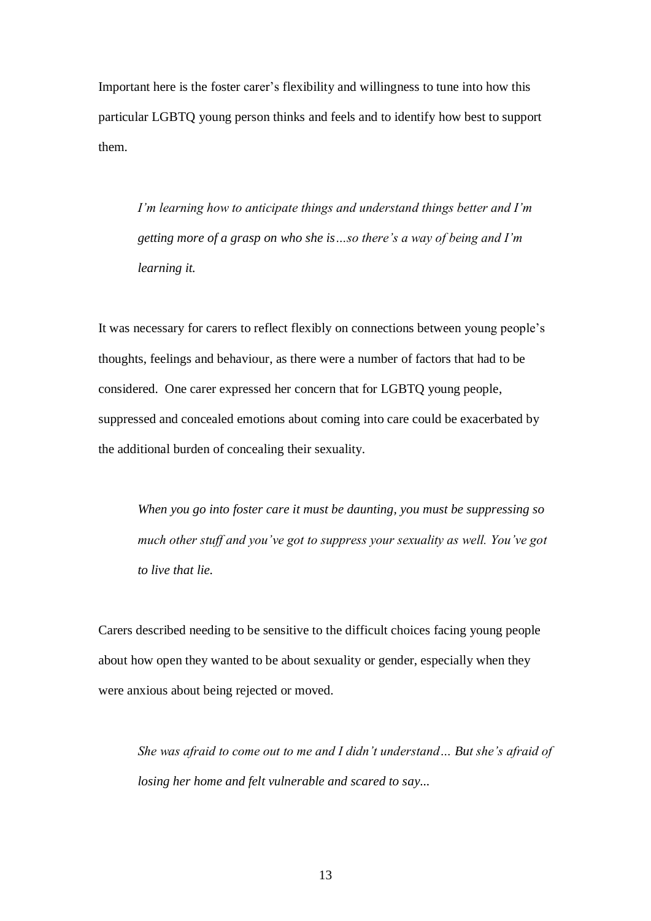Important here is the foster carer's flexibility and willingness to tune into how this particular LGBTQ young person thinks and feels and to identify how best to support them.

> *I'm learning how to anticipate things and understand things better and I'm getting more of a grasp on who she is…so there's a way of being and I'm learning it.*

It was necessary for carers to reflect flexibly on connections between young people's thoughts, feelings and behaviour, as there were a number of factors that had to be considered. One carer expressed her concern that for LGBTQ young people, suppressed and concealed emotions about coming into care could be exacerbated by the additional burden of concealing their sexuality.

> *When you go into foster care it must be daunting, you must be suppressing so much other stuff and you've got to suppress your sexuality as well. You've got to live that lie.*

Carers described needing to be sensitive to the difficult choices facing young people about how open they wanted to be about sexuality or gender, especially when they were anxious about being rejected or moved.

> *She was afraid to come out to me and I didn't understand… But she's afraid of losing her home and felt vulnerable and scared to say...*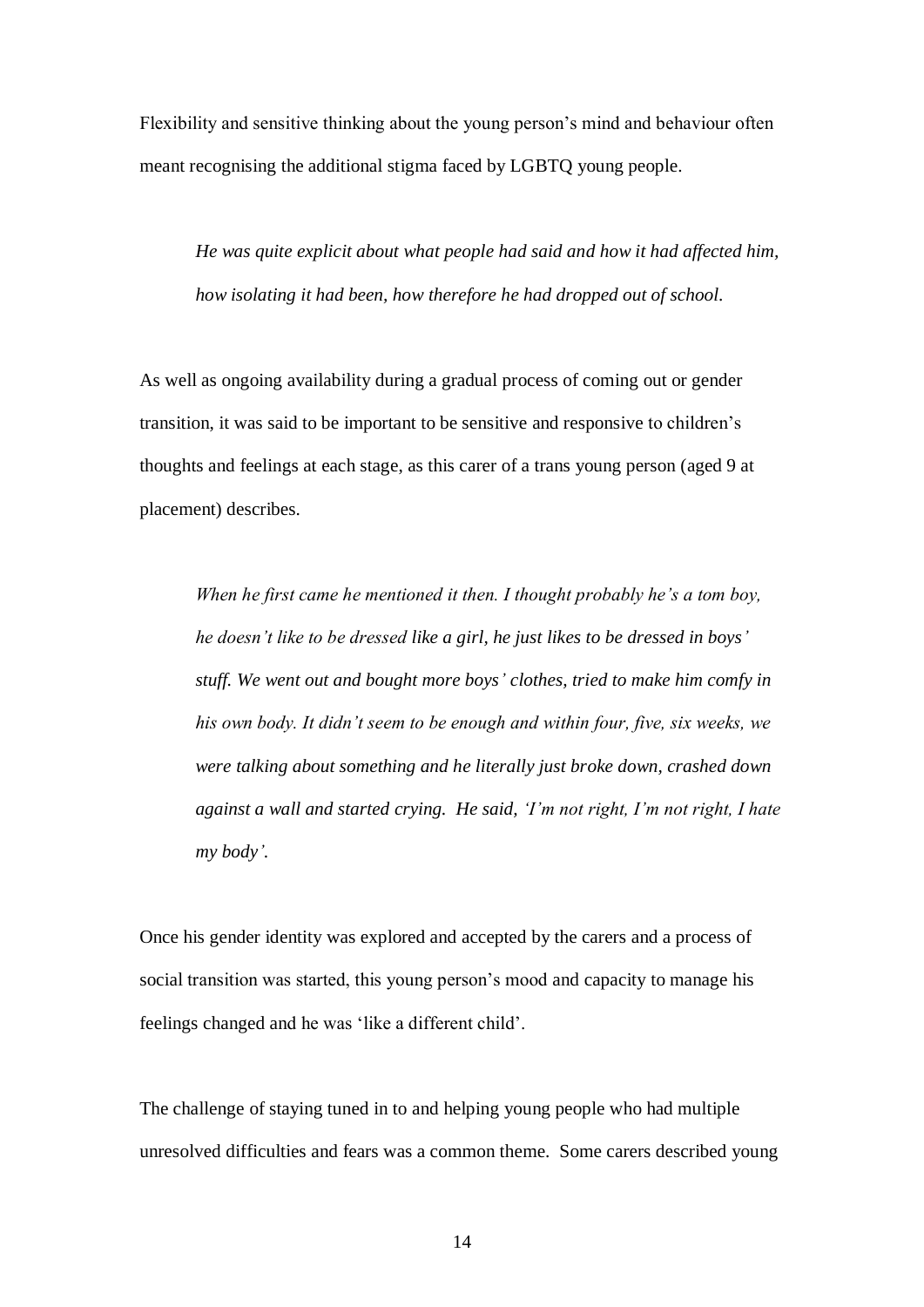Flexibility and sensitive thinking about the young person's mind and behaviour often meant recognising the additional stigma faced by LGBTQ young people.

> *He was quite explicit about what people had said and how it had affected him, how isolating it had been, how therefore he had dropped out of school.*

As well as ongoing availability during a gradual process of coming out or gender transition, it was said to be important to be sensitive and responsive to children's thoughts and feelings at each stage, as this carer of a trans young person (aged 9 at placement) describes.

> *When he first came he mentioned it then. I thought probably he's a tom boy, he doesn't like to be dressed like a girl, he just likes to be dressed in boys' stuff. We went out and bought more boys' clothes, tried to make him comfy in his own body. It didn't seem to be enough and within four, five, six weeks, we were talking about something and he literally just broke down, crashed down against a wall and started crying. He said, 'I'm not right, I'm not right, I hate my body'.*

Once his gender identity was explored and accepted by the carers and a process of social transition was started, this young person's mood and capacity to manage his feelings changed and he was 'like a different child'.

The challenge of staying tuned in to and helping young people who had multiple unresolved difficulties and fears was a common theme. Some carers described young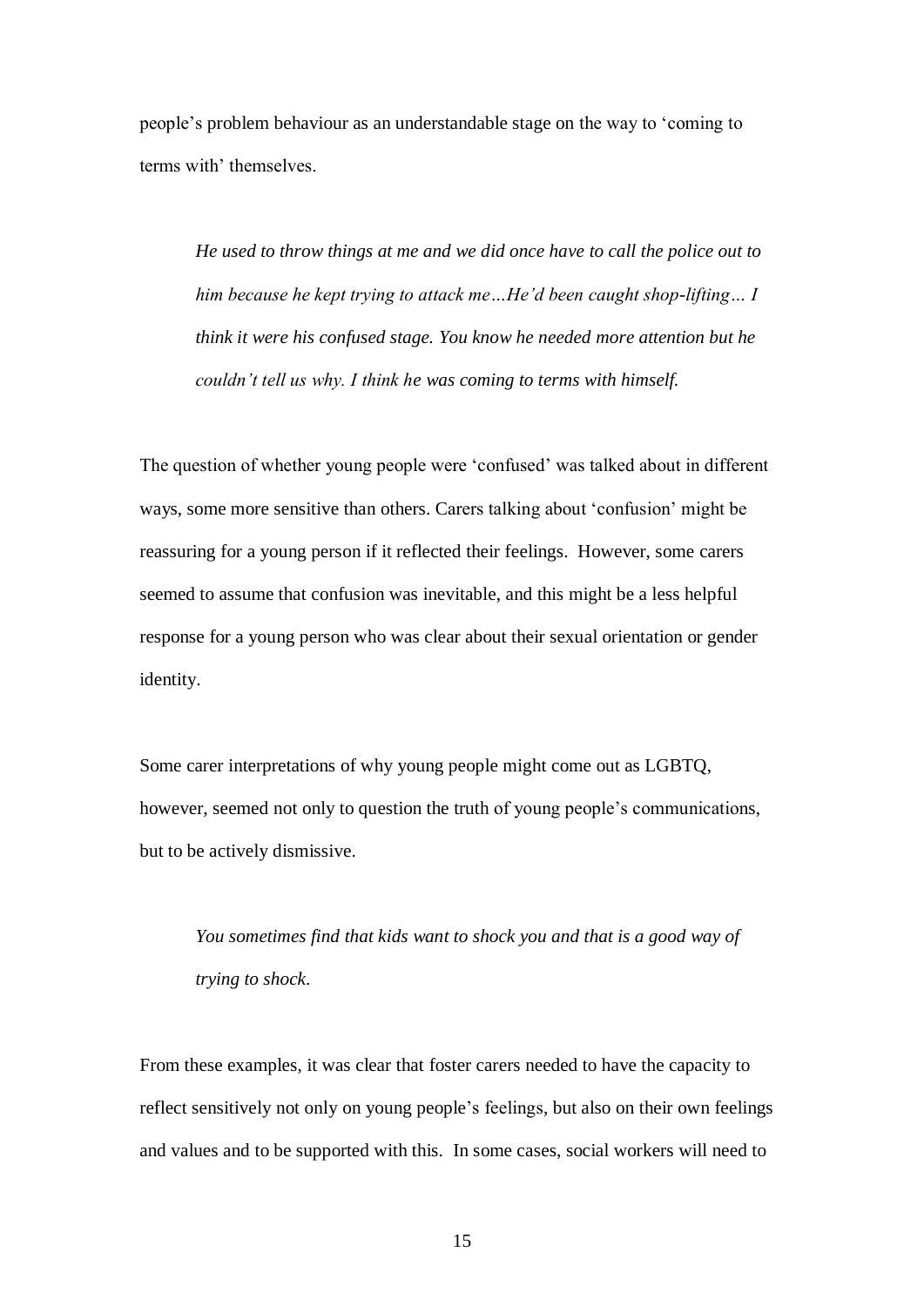people's problem behaviour as an understandable stage on the way to 'coming to terms with' themselves.

> *He used to throw things at me and we did once have to call the police out to him because he kept trying to attack me…He'd been caught shop-lifting… I think it were his confused stage. You know he needed more attention but he couldn't tell us why. I think he was coming to terms with himself.*

The question of whether young people were 'confused' was talked about in different ways, some more sensitive than others. Carers talking about 'confusion' might be reassuring for a young person if it reflected their feelings. However, some carers seemed to assume that confusion was inevitable, and this might be a less helpful response for a young person who was clear about their sexual orientation or gender identity.

Some carer interpretations of why young people might come out as LGBTQ, however, seemed not only to question the truth of young people's communications, but to be actively dismissive.

> *You sometimes find that kids want to shock you and that is a good way of trying to shock.*

From these examples, it was clear that foster carers needed to have the capacity to reflect sensitively not only on young people's feelings, but also on their own feelings and values and to be supported with this. In some cases, social workers will need to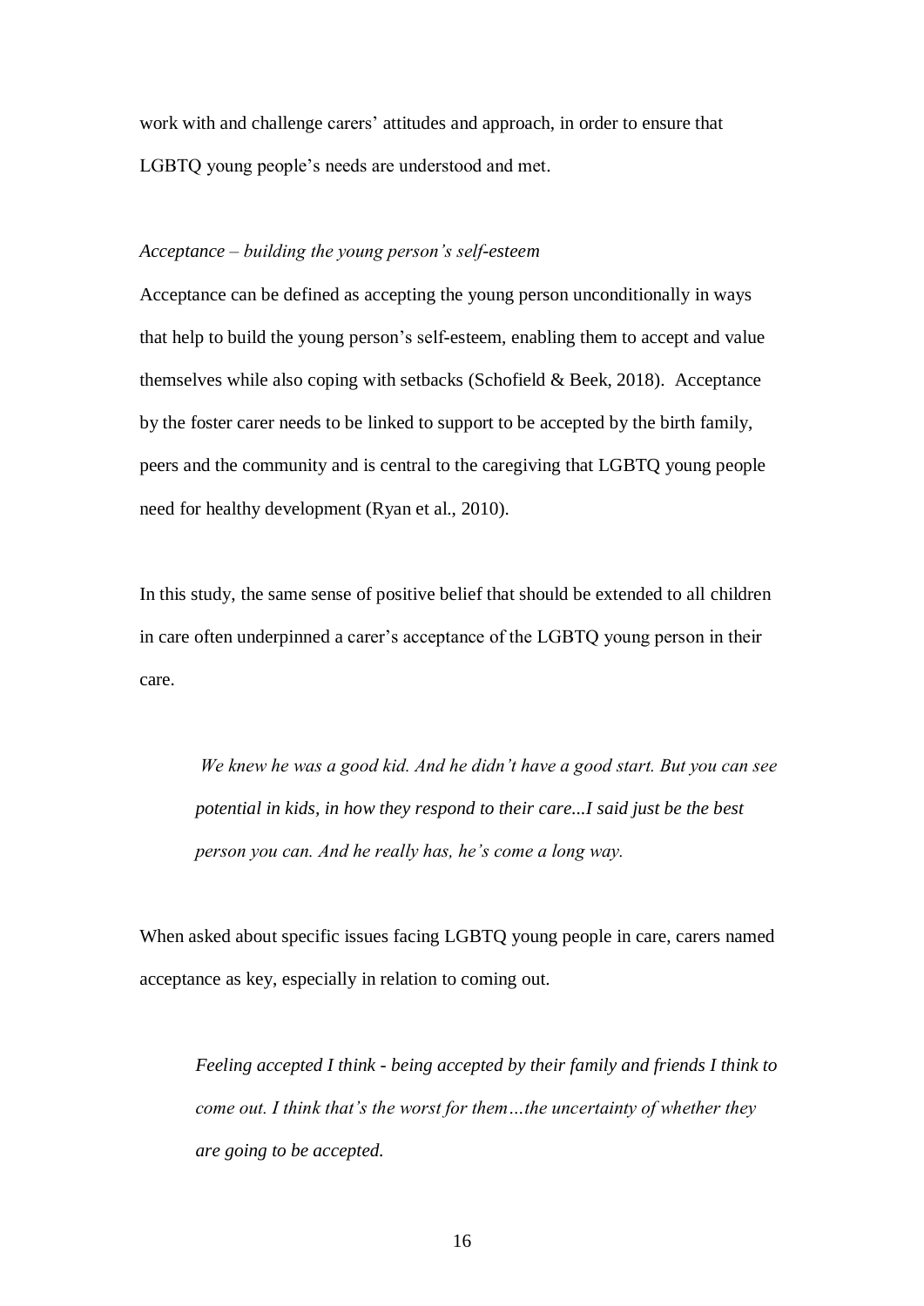work with and challenge carers' attitudes and approach, in order to ensure that LGBTQ young people's needs are understood and met.

*Acceptance – building the young person's self-esteem*

Acceptance can be defined as accepting the young person unconditionally in ways that help to build the young person's self-esteem, enabling them to accept and value themselves while also coping with setbacks (Schofield & Beek, 2018). Acceptance by the foster carer needs to be linked to support to be accepted by the birth family, peers and the community and is central to the caregiving that LGBTQ young people need for healthy development (Ryan et al., 2010).

In this study, the same sense of positive belief that should be extended to all children in care often underpinned a carer's acceptance of the LGBTQ young person in their care.

> *We knew he was a good kid. And he didn't have a good start. But you can see potential in kids, in how they respond to their care...I said just be the best person you can. And he really has, he's come a long way.*

When asked about specific issues facing LGBTQ young people in care, carers named acceptance as key, especially in relation to coming out.

> *Feeling accepted I think - being accepted by their family and friends I think to come out. I think that's the worst for them…the uncertainty of whether they are going to be accepted.*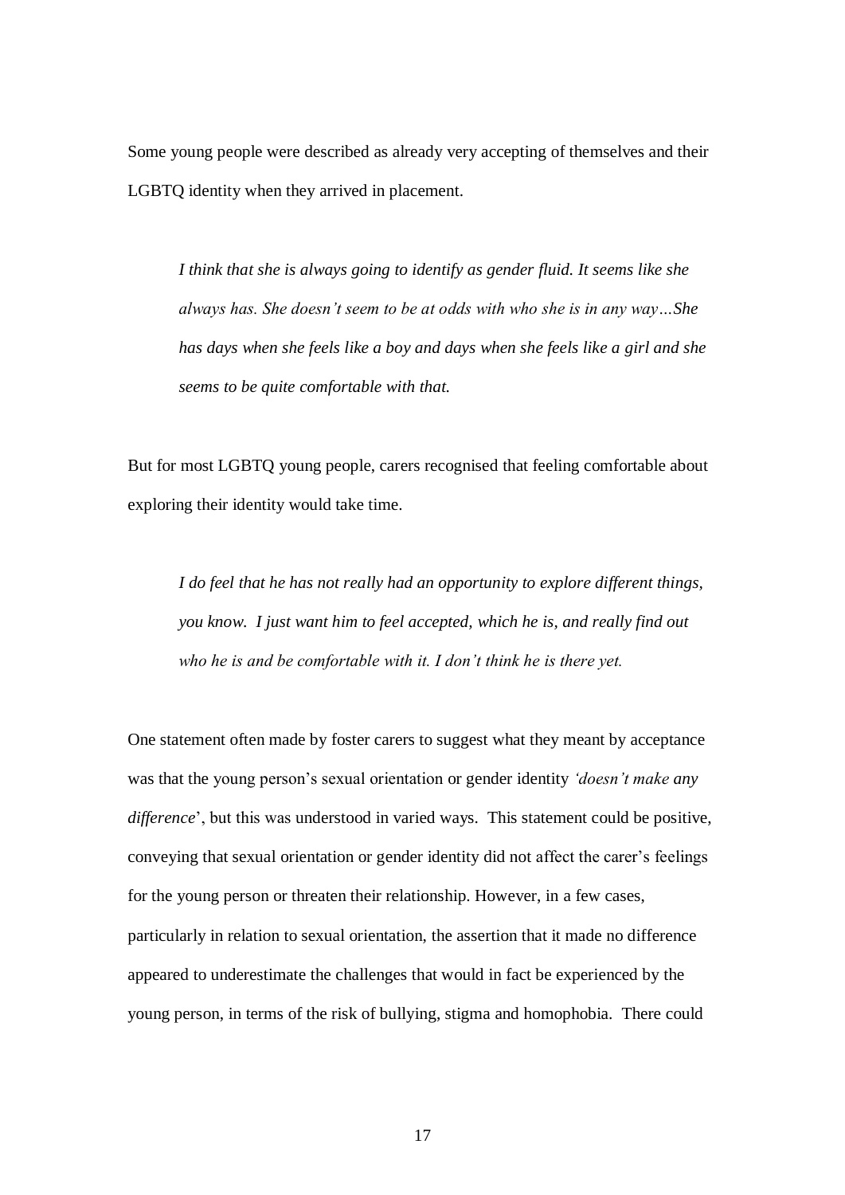Some young people were described as already very accepting of themselves and their LGBTQ identity when they arrived in placement.

> *I think that she is always going to identify as gender fluid. It seems like she always has. She doesn't seem to be at odds with who she is in any way…She has days when she feels like a boy and days when she feels like a girl and she seems to be quite comfortable with that.*

But for most LGBTQ young people, carers recognised that feeling comfortable about exploring their identity would take time.

> *I do feel that he has not really had an opportunity to explore different things, you know. I just want him to feel accepted, which he is, and really find out who he is and be comfortable with it. I don't think he is there yet.*

One statement often made by foster carers to suggest what they meant by acceptance was that the young person's sexual orientation or gender identity *'doesn't make any difference*', but this was understood in varied ways. This statement could be positive, conveying that sexual orientation or gender identity did not affect the carer's feelings for the young person or threaten their relationship. However, in a few cases, particularly in relation to sexual orientation, the assertion that it made no difference appeared to underestimate the challenges that would in fact be experienced by the young person, in terms of the risk of bullying, stigma and homophobia. There could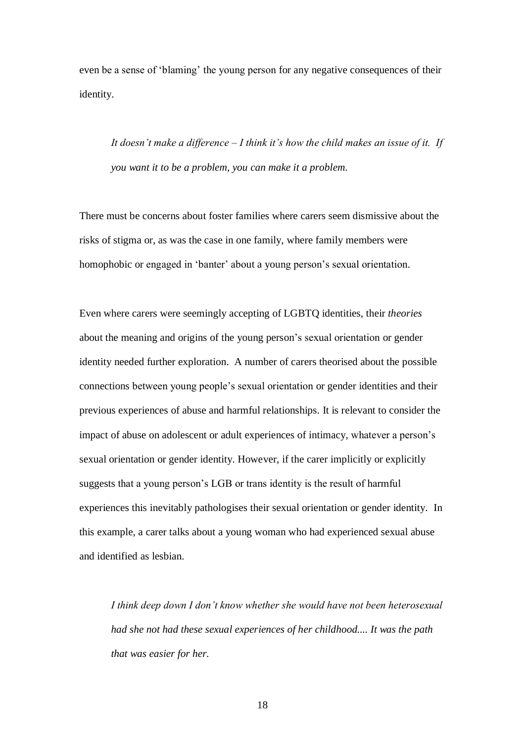even be a sense of 'blaming' the young person for any negative consequences of their identity.

> *It doesn't make a difference – I think it's how the child makes an issue of it. If you want it to be a problem, you can make it a problem.*

There must be concerns about foster families where carers seem dismissive about the risks of stigma or, as was the case in one family, where family members were homophobic or engaged in 'banter' about a young person's sexual orientation.

Even where carers were seemingly accepting of LGBTQ identities, their *theories* about the meaning and origins of the young person's sexual orientation or gender identity needed further exploration. A number of carers theorised about the possible connections between young people's sexual orientation or gender identities and their previous experiences of abuse and harmful relationships. It is relevant to consider the impact of abuse on adolescent or adult experiences of intimacy, whatever a person's sexual orientation or gender identity. However, if the carer implicitly or explicitly suggests that a young person's LGB or trans identity is the result of harmful experiences this inevitably pathologises their sexual orientation or gender identity. In this example, a carer talks about a young woman who had experienced sexual abuse and identified as lesbian.

> *I think deep down I don't know whether she would have not been heterosexual had she not had these sexual experiences of her childhood.... It was the path that was easier for her.*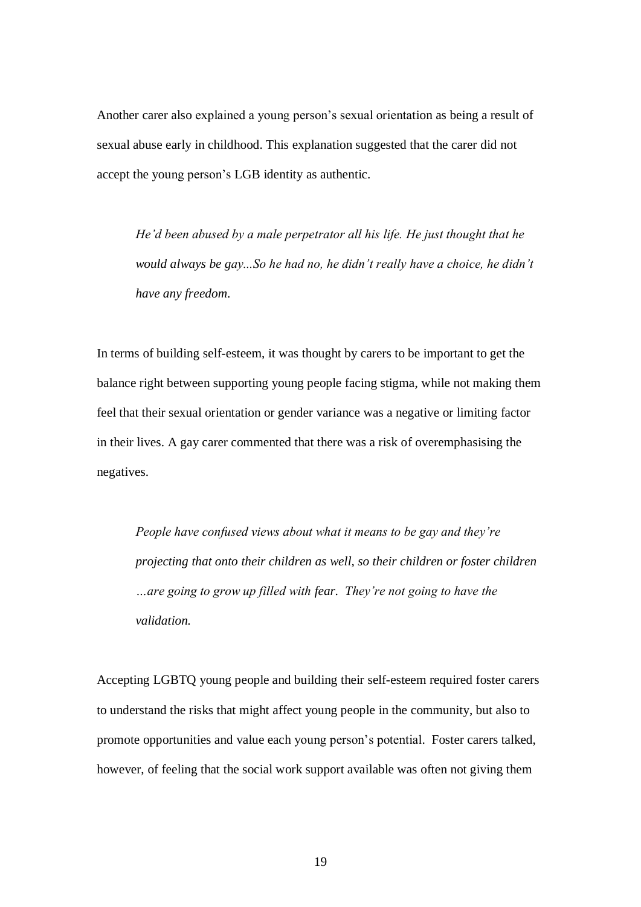Another carer also explained a young person's sexual orientation as being a result of sexual abuse early in childhood. This explanation suggested that the carer did not accept the young person's LGB identity as authentic.

> *He'd been abused by a male perpetrator all his life. He just thought that he would always be gay...So he had no, he didn't really have a choice, he didn't have any freedom.*

In terms of building self-esteem, it was thought by carers to be important to get the balance right between supporting young people facing stigma, while not making them feel that their sexual orientation or gender variance was a negative or limiting factor in their lives. A gay carer commented that there was a risk of overemphasising the negatives.

> *People have confused views about what it means to be gay and they're projecting that onto their children as well, so their children or foster children …are going to grow up filled with fear. They're not going to have the validation.*

Accepting LGBTQ young people and building their self-esteem required foster carers to understand the risks that might affect young people in the community, but also to promote opportunities and value each young person's potential. Foster carers talked, however, of feeling that the social work support available was often not giving them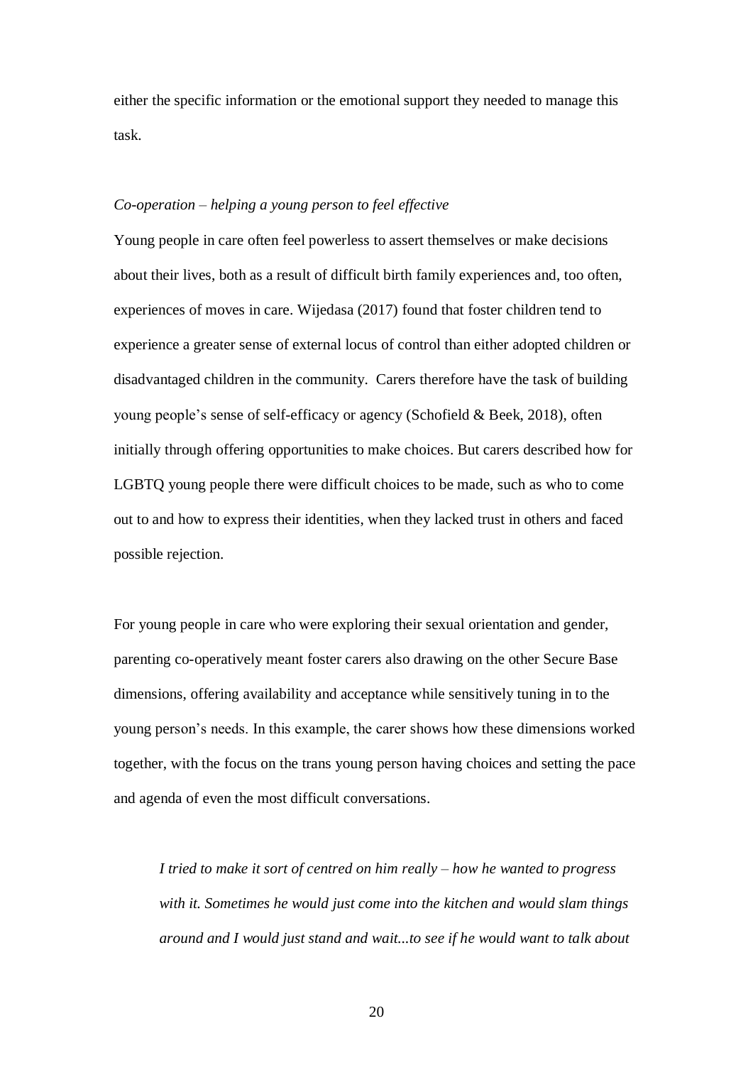either the specific information or the emotional support they needed to manage this task.

*Co-operation – helping a young person to feel effective*

Young people in care often feel powerless to assert themselves or make decisions about their lives, both as a result of difficult birth family experiences and, too often, experiences of moves in care. Wijedasa (2017) found that foster children tend to experience a greater sense of external locus of control than either adopted children or disadvantaged children in the community. Carers therefore have the task of building young people's sense of self-efficacy or agency (Schofield & Beek, 2018), often initially through offering opportunities to make choices. But carers described how for LGBTQ young people there were difficult choices to be made, such as who to come out to and how to express their identities, when they lacked trust in others and faced possible rejection.

For young people in care who were exploring their sexual orientation and gender, parenting co-operatively meant foster carers also drawing on the other Secure Base dimensions, offering availability and acceptance while sensitively tuning in to the young person's needs. In this example, the carer shows how these dimensions worked together, with the focus on the trans young person having choices and setting the pace and agenda of even the most difficult conversations.

> *I tried to make it sort of centred on him really – how he wanted to progress with it. Sometimes he would just come into the kitchen and would slam things around and I would just stand and wait...to see if he would want to talk about*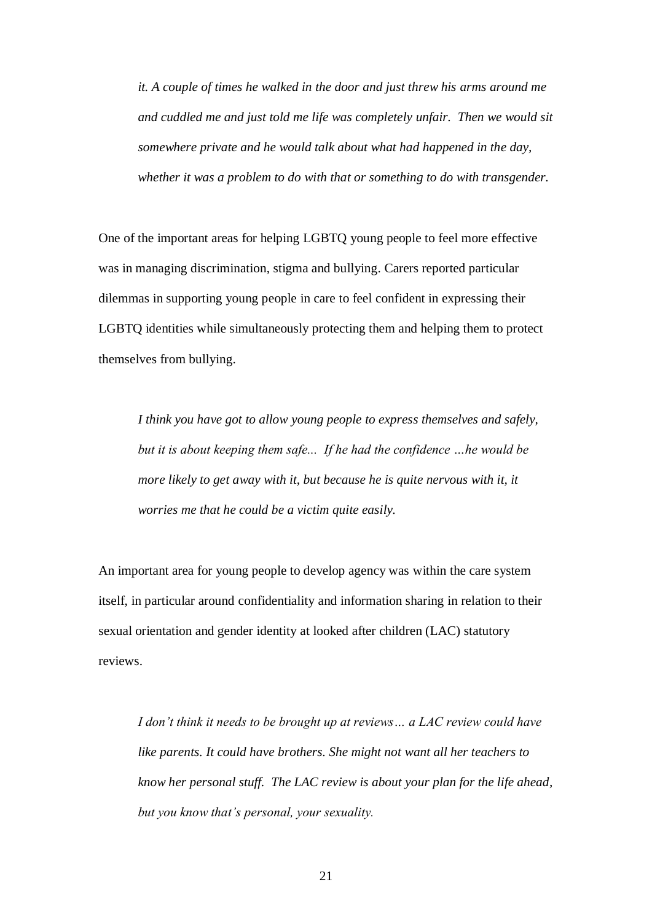> *it. A couple of times he walked in the door and just threw his arms around me and cuddled me and just told me life was completely unfair. Then we would sit somewhere private and he would talk about what had happened in the day, whether it was a problem to do with that or something to do with transgender.*

One of the important areas for helping LGBTQ young people to feel more effective was in managing discrimination, stigma and bullying. Carers reported particular dilemmas in supporting young people in care to feel confident in expressing their LGBTQ identities while simultaneously protecting them and helping them to protect themselves from bullying.

> *I think you have got to allow young people to express themselves and safely, but it is about keeping them safe... If he had the confidence …he would be more likely to get away with it, but because he is quite nervous with it, it worries me that he could be a victim quite easily.*

An important area for young people to develop agency was within the care system itself, in particular around confidentiality and information sharing in relation to their sexual orientation and gender identity at looked after children (LAC) statutory reviews.

> *I don't think it needs to be brought up at reviews… a LAC review could have like parents. It could have brothers. She might not want all her teachers to know her personal stuff. The LAC review is about your plan for the life ahead, but you know that's personal, your sexuality.*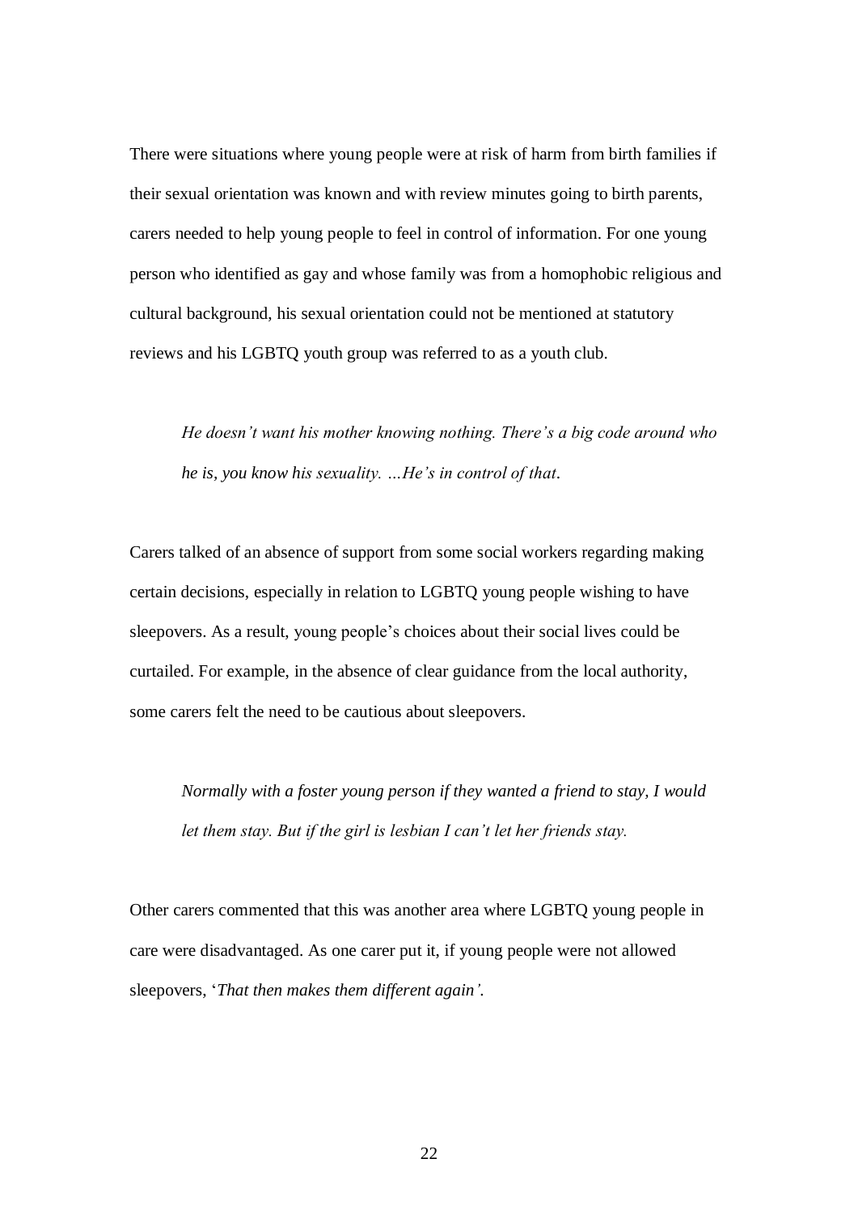There were situations where young people were at risk of harm from birth families if their sexual orientation was known and with review minutes going to birth parents, carers needed to help young people to feel in control of information. For one young person who identified as gay and whose family was from a homophobic religious and cultural background, his sexual orientation could not be mentioned at statutory reviews and his LGBTQ youth group was referred to as a youth club.

> *He doesn't want his mother knowing nothing. There's a big code around who he is, you know his sexuality. …He's in control of that.*

Carers talked of an absence of support from some social workers regarding making certain decisions, especially in relation to LGBTQ young people wishing to have sleepovers. As a result, young people's choices about their social lives could be curtailed. For example, in the absence of clear guidance from the local authority, some carers felt the need to be cautious about sleepovers.

> *Normally with a foster young person if they wanted a friend to stay, I would let them stay. But if the girl is lesbian I can't let her friends stay.*

Other carers commented that this was another area where LGBTQ young people in care were disadvantaged. As one carer put it, if young people were not allowed sleepovers, '*That then makes them different again'*.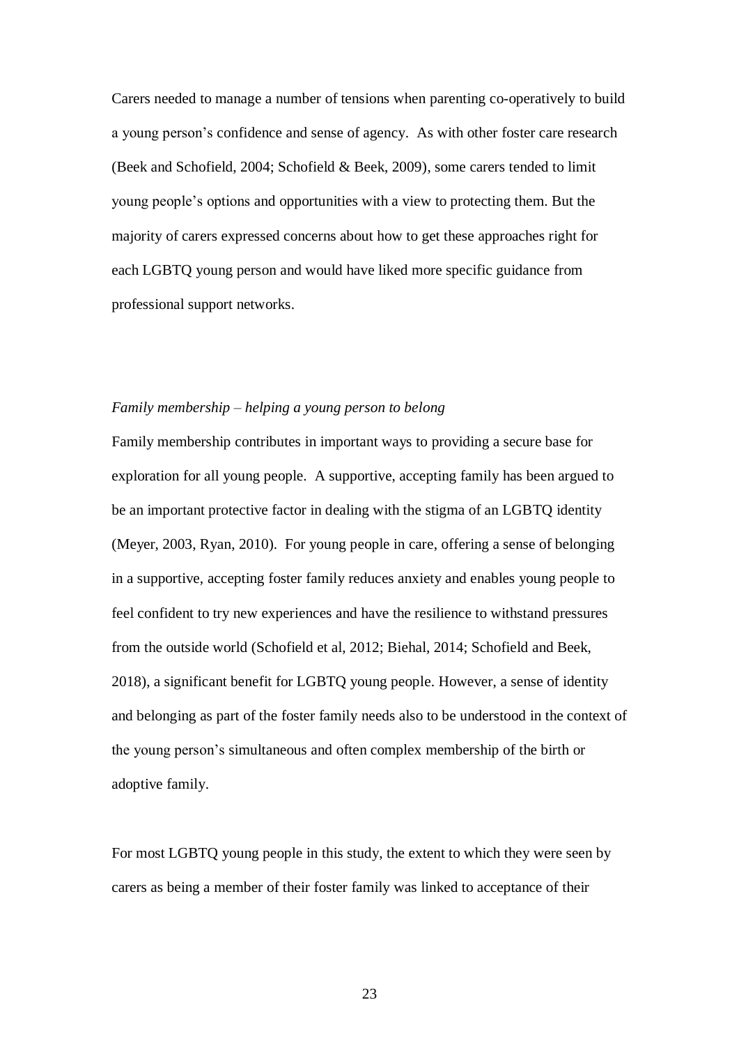Carers needed to manage a number of tensions when parenting co-operatively to build a young person's confidence and sense of agency. As with other foster care research (Beek and Schofield, 2004; Schofield & Beek, 2009), some carers tended to limit young people's options and opportunities with a view to protecting them. But the majority of carers expressed concerns about how to get these approaches right for each LGBTQ young person and would have liked more specific guidance from professional support networks.

*Family membership – helping a young person to belong*

Family membership contributes in important ways to providing a secure base for exploration for all young people. A supportive, accepting family has been argued to be an important protective factor in dealing with the stigma of an LGBTQ identity (Meyer, 2003, Ryan, 2010). For young people in care, offering a sense of belonging in a supportive, accepting foster family reduces anxiety and enables young people to feel confident to try new experiences and have the resilience to withstand pressures from the outside world (Schofield et al, 2012; Biehal, 2014; Schofield and Beek, 2018), a significant benefit for LGBTQ young people. However, a sense of identity and belonging as part of the foster family needs also to be understood in the context of the young person's simultaneous and often complex membership of the birth or adoptive family.

For most LGBTQ young people in this study, the extent to which they were seen by carers as being a member of their foster family was linked to acceptance of their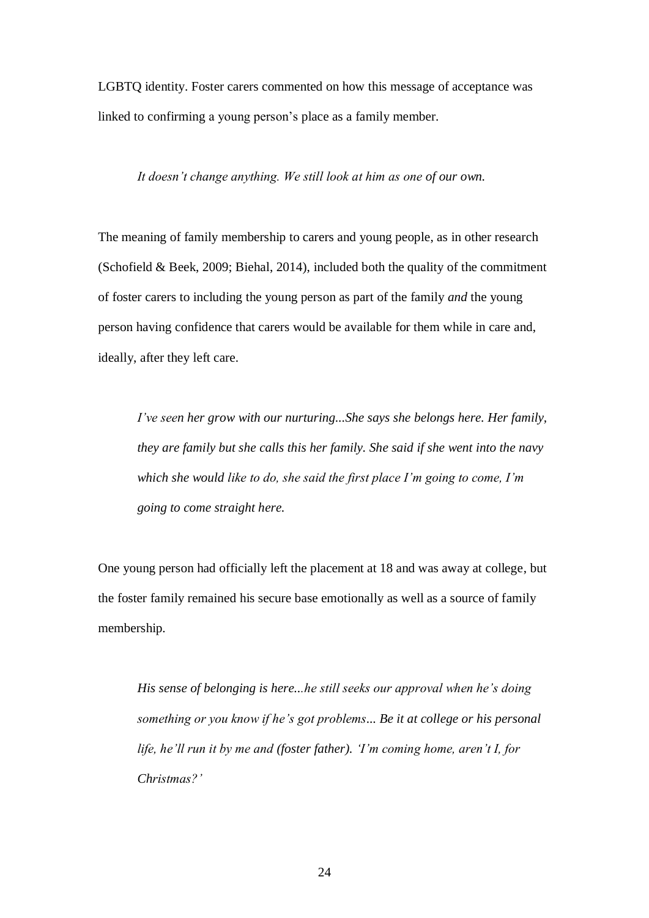LGBTQ identity. Foster carers commented on how this message of acceptance was linked to confirming a young person's place as a family member.

> *It doesn't change anything. We still look at him as one of our own.*

The meaning of family membership to carers and young people, as in other research (Schofield & Beek, 2009; Biehal, 2014), included both the quality of the commitment of foster carers to including the young person as part of the family *and* the young person having confidence that carers would be available for them while in care and, ideally, after they left care.

> *I've seen her grow with our nurturing...She says she belongs here. Her family, they are family but she calls this her family. She said if she went into the navy which she would like to do, she said the first place I'm going to come, I'm going to come straight here.*

One young person had officially left the placement at 18 and was away at college, but the foster family remained his secure base emotionally as well as a source of family membership.

> *His sense of belonging is here...he still seeks our approval when he's doing something or you know if he's got problems... Be it at college or his personal life, he'll run it by me and (foster father). 'I'm coming home, aren't I, for Christmas?'*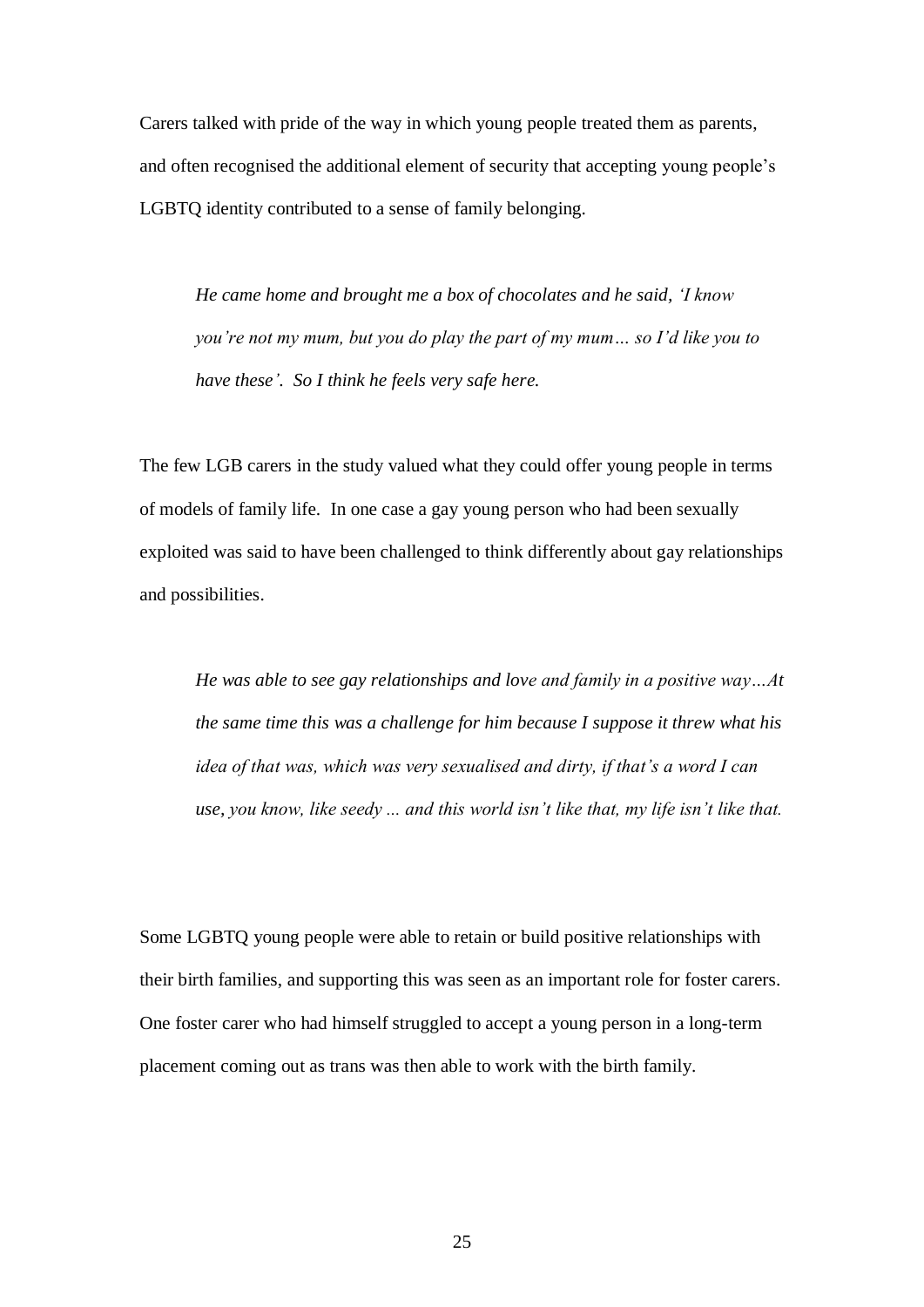Carers talked with pride of the way in which young people treated them as parents, and often recognised the additional element of security that accepting young people's LGBTQ identity contributed to a sense of family belonging.

> *He came home and brought me a box of chocolates and he said, 'I know you're not my mum, but you do play the part of my mum… so I'd like you to have these'. So I think he feels very safe here.*

The few LGB carers in the study valued what they could offer young people in terms of models of family life. In one case a gay young person who had been sexually exploited was said to have been challenged to think differently about gay relationships and possibilities.

> *He was able to see gay relationships and love and family in a positive way…At the same time this was a challenge for him because I suppose it threw what his idea of that was, which was very sexualised and dirty, if that's a word I can use, you know, like seedy ... and this world isn't like that, my life isn't like that.*

Some LGBTQ young people were able to retain or build positive relationships with their birth families, and supporting this was seen as an important role for foster carers. One foster carer who had himself struggled to accept a young person in a long-term placement coming out as trans was then able to work with the birth family.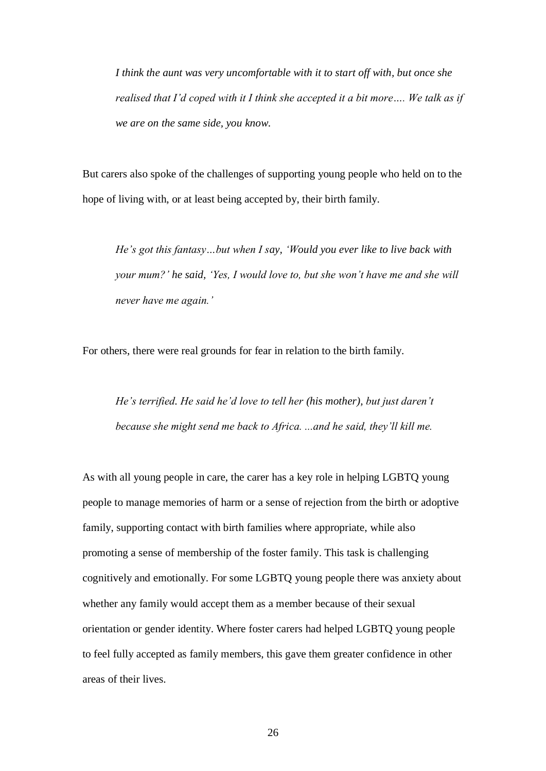*I think the aunt was very uncomfortable with it to start off with, but once she realised that I'd coped with it I think she accepted it a bit more…. We talk as if we are on the same side, you know.*

But carers also spoke of the challenges of supporting young people who held on to the hope of living with, or at least being accepted by, their birth family.

*He's got this fantasy…but when I say, 'Would you ever like to live back with your mum?'* he said, *'Yes, I would love to, but she won't have me and she will never have me again.'*

For others, there were real grounds for fear in relation to the birth family.

*He's terrified. He said he'd love to tell her* (his mother)*, but just daren't because she might send me back to Africa. ...and he said, they'll kill me.*

As with all young people in care, the carer has a key role in helping LGBTQ young people to manage memories of harm or a sense of rejection from the birth or adoptive family, supporting contact with birth families where appropriate, while also promoting a sense of membership of the foster family. This task is challenging cognitively and emotionally. For some LGBTQ young people there was anxiety about whether any family would accept them as a member because of their sexual orientation or gender identity. Where foster carers had helped LGBTQ young people to feel fully accepted as family members, this gave them greater confidence in other areas of their lives.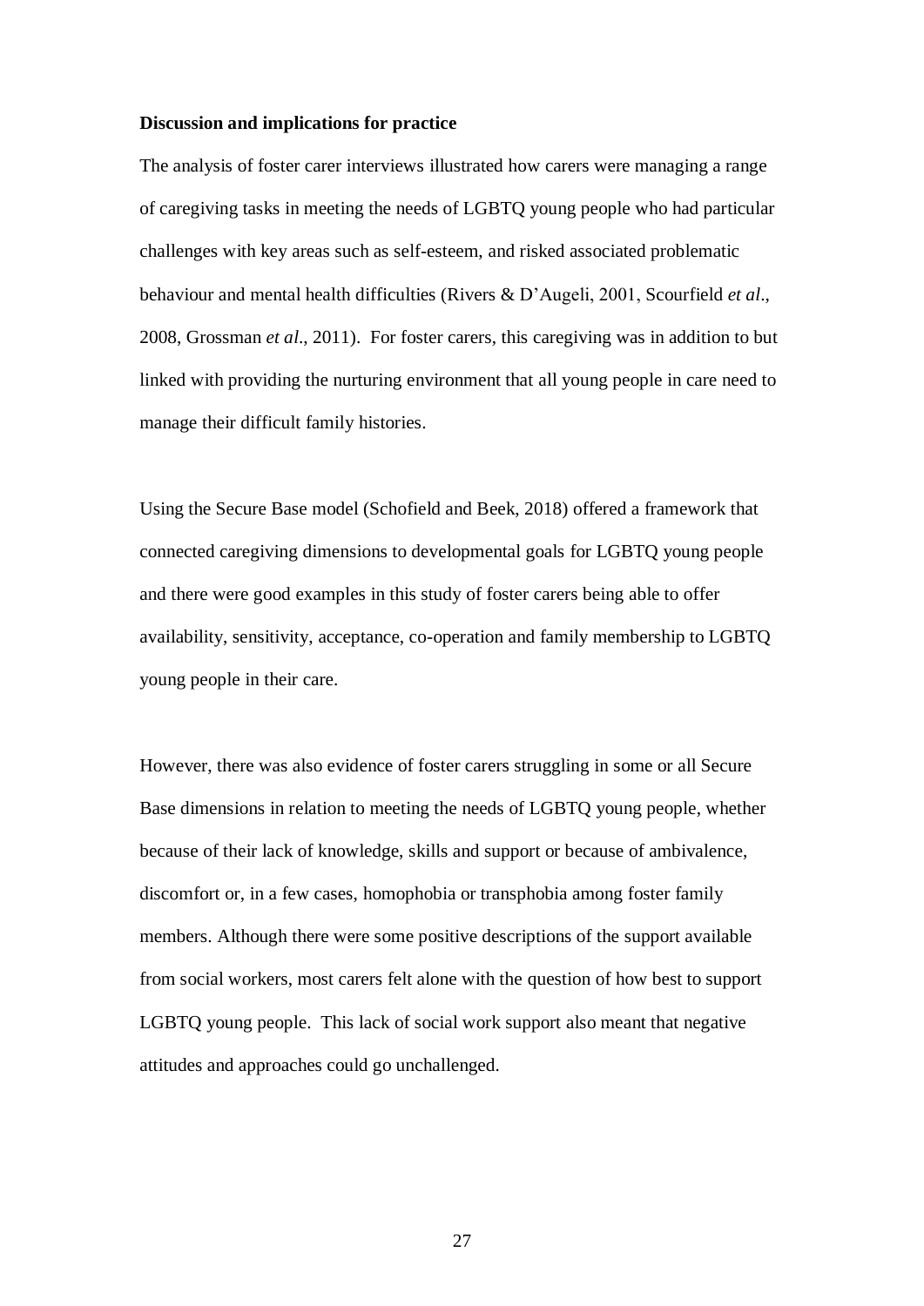**Discussion and implications for practice**

The analysis of foster carer interviews illustrated how carers were managing a range of caregiving tasks in meeting the needs of LGBTQ young people who had particular challenges with key areas such as self-esteem, and risked associated problematic behaviour and mental health difficulties (Rivers & D'Augeli, 2001, Scourfield *et al*., 2008, Grossman *et al*., 2011). For foster carers, this caregiving was in addition to but linked with providing the nurturing environment that all young people in care need to manage their difficult family histories.

Using the Secure Base model (Schofield and Beek, 2018) offered a framework that connected caregiving dimensions to developmental goals for LGBTQ young people and there were good examples in this study of foster carers being able to offer availability, sensitivity, acceptance, co-operation and family membership to LGBTQ young people in their care.

However, there was also evidence of foster carers struggling in some or all Secure Base dimensions in relation to meeting the needs of LGBTQ young people, whether because of their lack of knowledge, skills and support or because of ambivalence, discomfort or, in a few cases, homophobia or transphobia among foster family members. Although there were some positive descriptions of the support available from social workers, most carers felt alone with the question of how best to support LGBTQ young people. This lack of social work support also meant that negative attitudes and approaches could go unchallenged.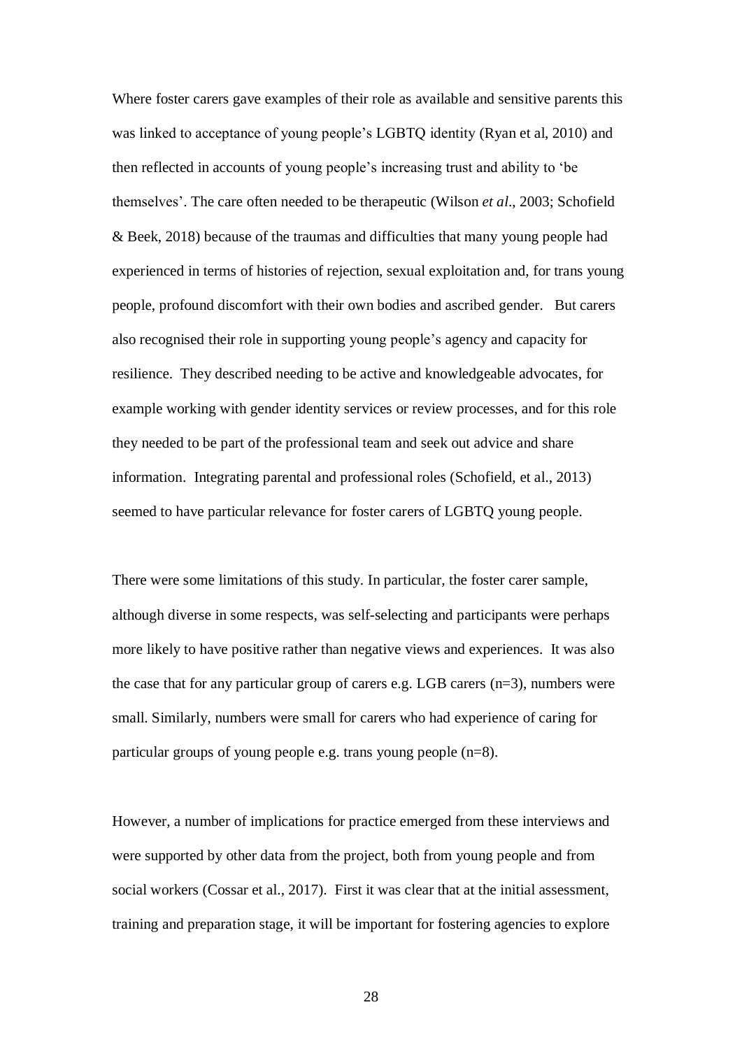Where foster carers gave examples of their role as available and sensitive parents this was linked to acceptance of young people's LGBTQ identity (Ryan et al, 2010) and then reflected in accounts of young people's increasing trust and ability to 'be themselves'. The care often needed to be therapeutic (Wilson *et al*., 2003; Schofield & Beek, 2018) because of the traumas and difficulties that many young people had experienced in terms of histories of rejection, sexual exploitation and, for trans young people, profound discomfort with their own bodies and ascribed gender. But carers also recognised their role in supporting young people's agency and capacity for resilience. They described needing to be active and knowledgeable advocates, for example working with gender identity services or review processes, and for this role they needed to be part of the professional team and seek out advice and share information. Integrating parental and professional roles (Schofield, et al., 2013) seemed to have particular relevance for foster carers of LGBTQ young people.

There were some limitations of this study. In particular, the foster carer sample, although diverse in some respects, was self-selecting and participants were perhaps more likely to have positive rather than negative views and experiences. It was also the case that for any particular group of carers e.g. LGB carers (n=3), numbers were small. Similarly, numbers were small for carers who had experience of caring for particular groups of young people e.g. trans young people (n=8).

However, a number of implications for practice emerged from these interviews and were supported by other data from the project, both from young people and from social workers (Cossar et al., 2017). First it was clear that at the initial assessment, training and preparation stage, it will be important for fostering agencies to explore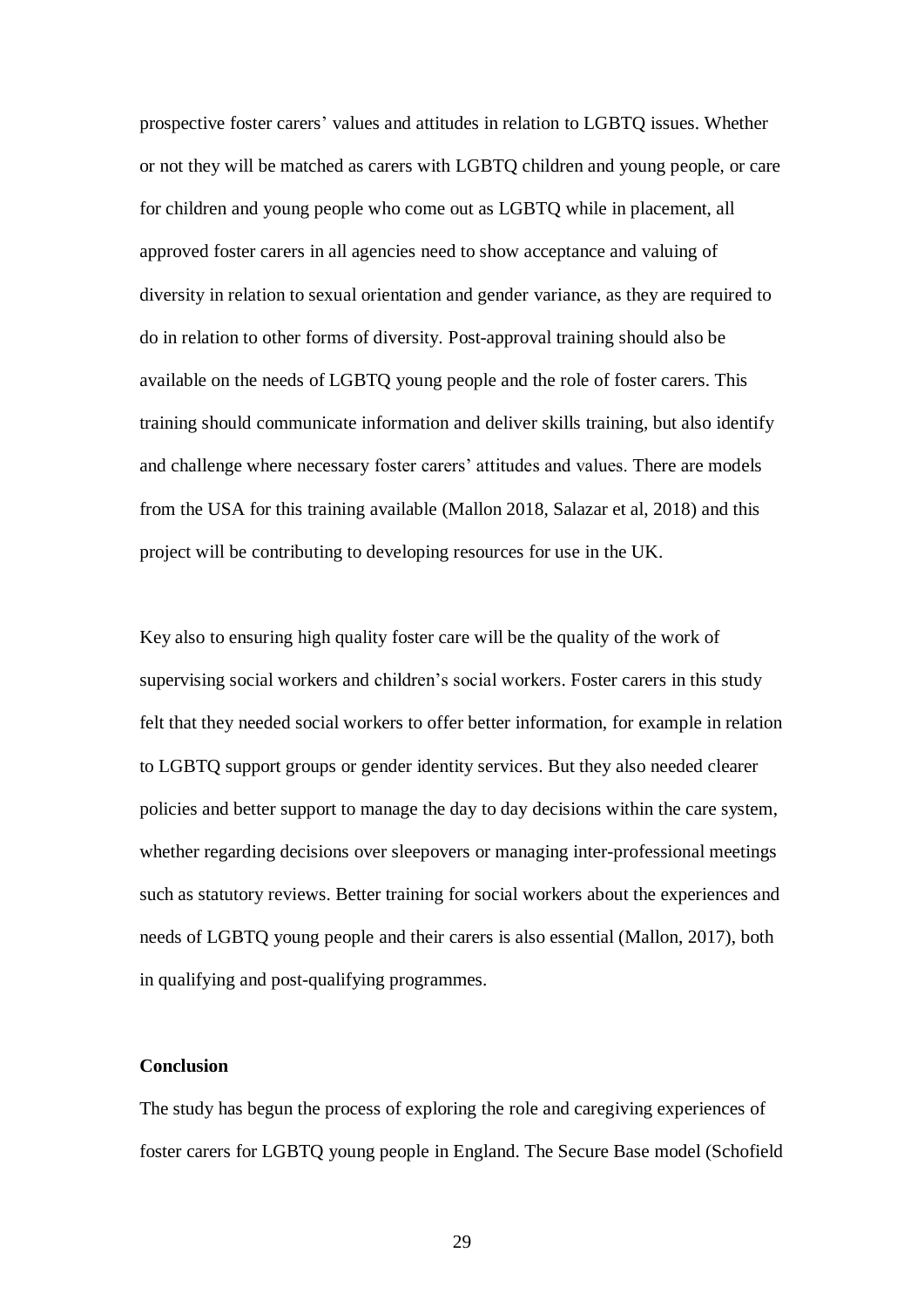prospective foster carers' values and attitudes in relation to LGBTQ issues. Whether or not they will be matched as carers with LGBTQ children and young people, or care for children and young people who come out as LGBTQ while in placement, all approved foster carers in all agencies need to show acceptance and valuing of diversity in relation to sexual orientation and gender variance, as they are required to do in relation to other forms of diversity. Post-approval training should also be available on the needs of LGBTQ young people and the role of foster carers. This training should communicate information and deliver skills training, but also identify and challenge where necessary foster carers' attitudes and values. There are models from the USA for this training available (Mallon 2018, Salazar et al, 2018) and this project will be contributing to developing resources for use in the UK.

Key also to ensuring high quality foster care will be the quality of the work of supervising social workers and children's social workers. Foster carers in this study felt that they needed social workers to offer better information, for example in relation to LGBTQ support groups or gender identity services. But they also needed clearer policies and better support to manage the day to day decisions within the care system, whether regarding decisions over sleepovers or managing inter-professional meetings such as statutory reviews. Better training for social workers about the experiences and needs of LGBTQ young people and their carers is also essential (Mallon, 2017), both in qualifying and post-qualifying programmes.

**Conclusion**

The study has begun the process of exploring the role and caregiving experiences of foster carers for LGBTQ young people in England. The Secure Base model (Schofield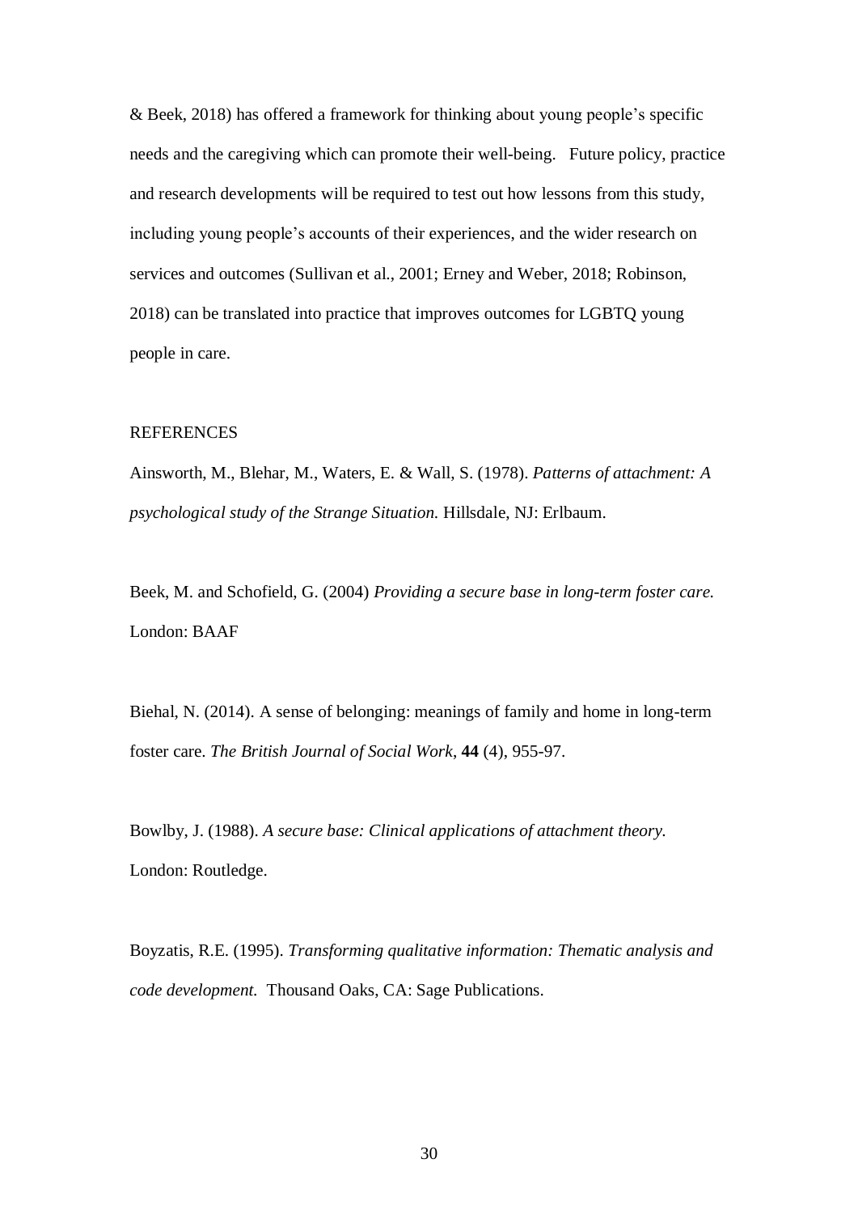& Beek, 2018) has offered a framework for thinking about young people's specific needs and the caregiving which can promote their well-being. Future policy, practice and research developments will be required to test out how lessons from this study, including young people's accounts of their experiences, and the wider research on services and outcomes (Sullivan et al., 2001; Erney and Weber, 2018; Robinson, 2018) can be translated into practice that improves outcomes for LGBTQ young people in care.

## REFERENCES

Ainsworth, M., Blehar, M., Waters, E. & Wall, S. (1978). *Patterns of attachment: A psychological study of the Strange Situation.* Hillsdale, NJ: Erlbaum.

Beek, M. and Schofield, G. (2004) *Providing a secure base in long-term foster care.* London: BAAF

Biehal, N. (2014). A sense of belonging: meanings of family and home in long-term foster care. *The British Journal of Social Work*, **44** (4), 955-97.

Bowlby, J. (1988). *A secure base: Clinical applications of attachment theory.* London: Routledge.

Boyzatis, R.E. (1995). *Transforming qualitative information: Thematic analysis and code development.* Thousand Oaks, CA: Sage Publications.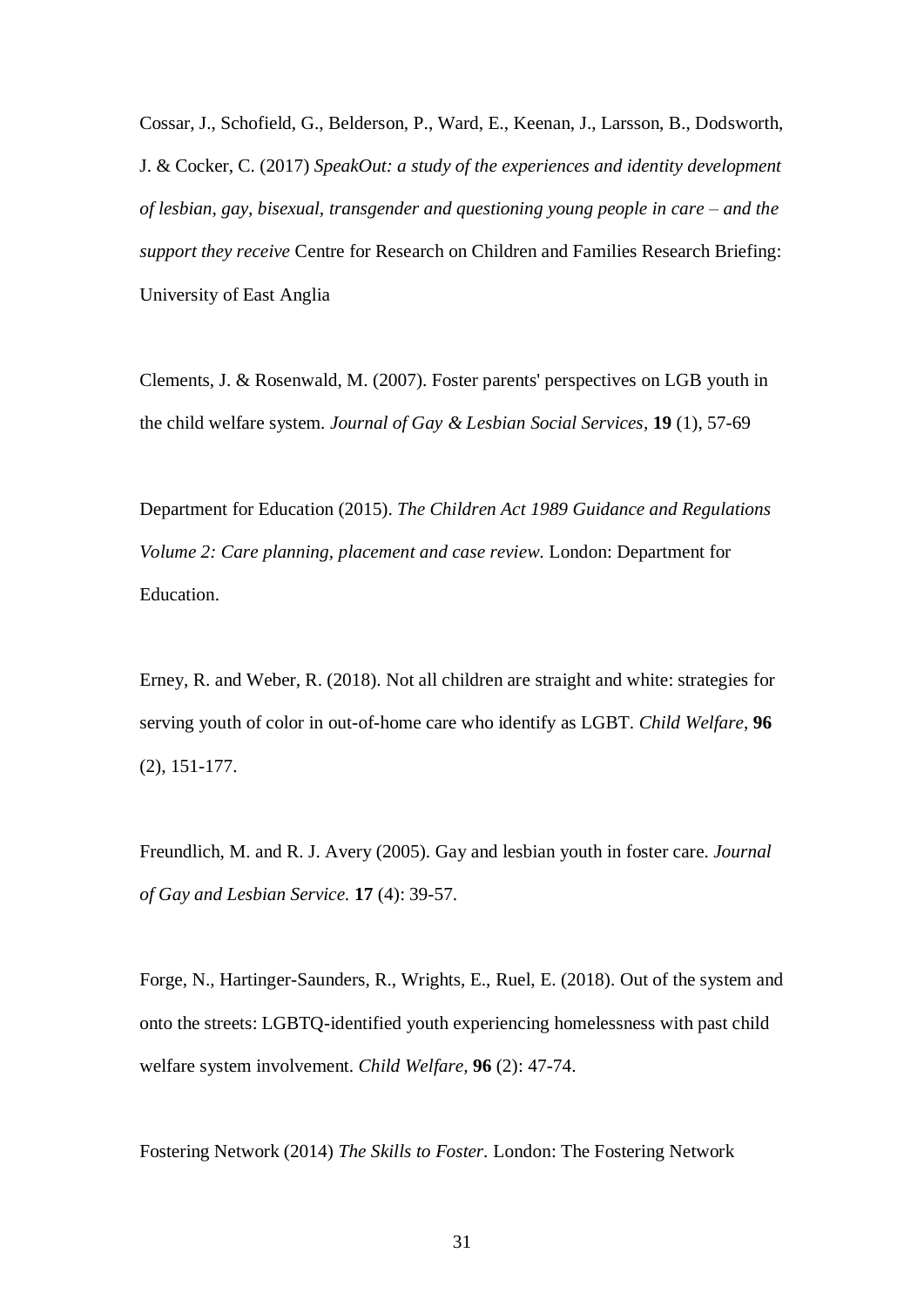Cossar, J., Schofield, G., Belderson, P., Ward, E., Keenan, J., Larsson, B., Dodsworth, J. & Cocker, C. (2017) *SpeakOut: a study of the experiences and identity development of lesbian, gay, bisexual, transgender and questioning young people in care – and the support they receive* Centre for Research on Children and Families Research Briefing: University of East Anglia

Clements, J. & Rosenwald, M. (2007). Foster parents' perspectives on LGB youth in the child welfare system. *Journal of Gay & Lesbian Social Services*, **19** (1), 57-69

Department for Education (2015). *The Children Act 1989 Guidance and Regulations Volume 2: Care planning, placement and case review*. London: Department for Education.

Erney, R. and Weber, R. (2018). Not all children are straight and white: strategies for serving youth of color in out-of-home care who identify as LGBT. *Child Welfare*, **96** (2), 151-177.

Freundlich, M. and R. J. Avery (2005). Gay and lesbian youth in foster care. *Journal of Gay and Lesbian Service.* **17** (4): 39-57.

Forge, N., Hartinger-Saunders, R., Wrights, E., Ruel, E. (2018). Out of the system and onto the streets: LGBTQ-identified youth experiencing homelessness with past child welfare system involvement. *Child Welfare*, **96** (2): 47-74.

Fostering Network (2014) *The Skills to Foster*. London: The Fostering Network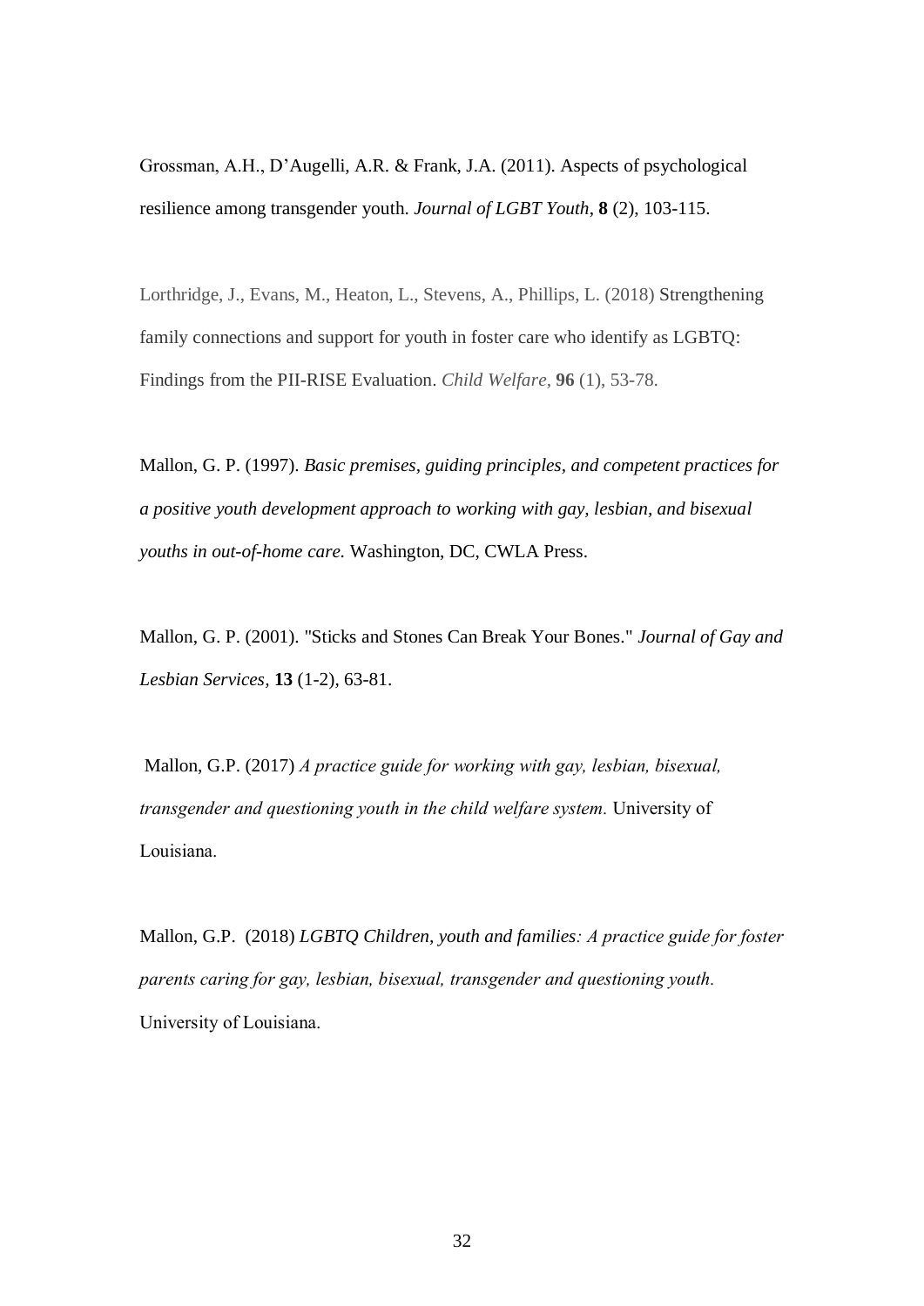Grossman, A.H., D'Augelli, A.R. & Frank, J.A. (2011). Aspects of psychological resilience among transgender youth. *Journal of LGBT Youth*, **8** (2), 103-115.

Lorthridge, J., Evans, M., Heaton, L., Stevens, A., Phillips, L. (2018) Strengthening family connections and support for youth in foster care who identify as LGBTQ: Findings from the PII-RISE Evaluation. *Child Welfare*, **96** (1), 53-78.

Mallon, G. P. (1997). *Basic premises, guiding principles, and competent practices for a positive youth development approach to working with gay, lesbian, and bisexual youths in out-of-home care.* Washington, DC, CWLA Press.

Mallon, G. P. (2001). "Sticks and Stones Can Break Your Bones." *Journal of Gay and Lesbian Services*, **13** (1-2), 63-81.

Mallon, G.P. (2017) *A practice guide for working with gay, lesbian, bisexual, transgender and questioning youth in the child welfare system.* University of Louisiana.

Mallon, G.P. (2018) *LGBTQ Children, youth and families: A practice guide for foster parents caring for gay, lesbian, bisexual, transgender and questioning youth.* University of Louisiana.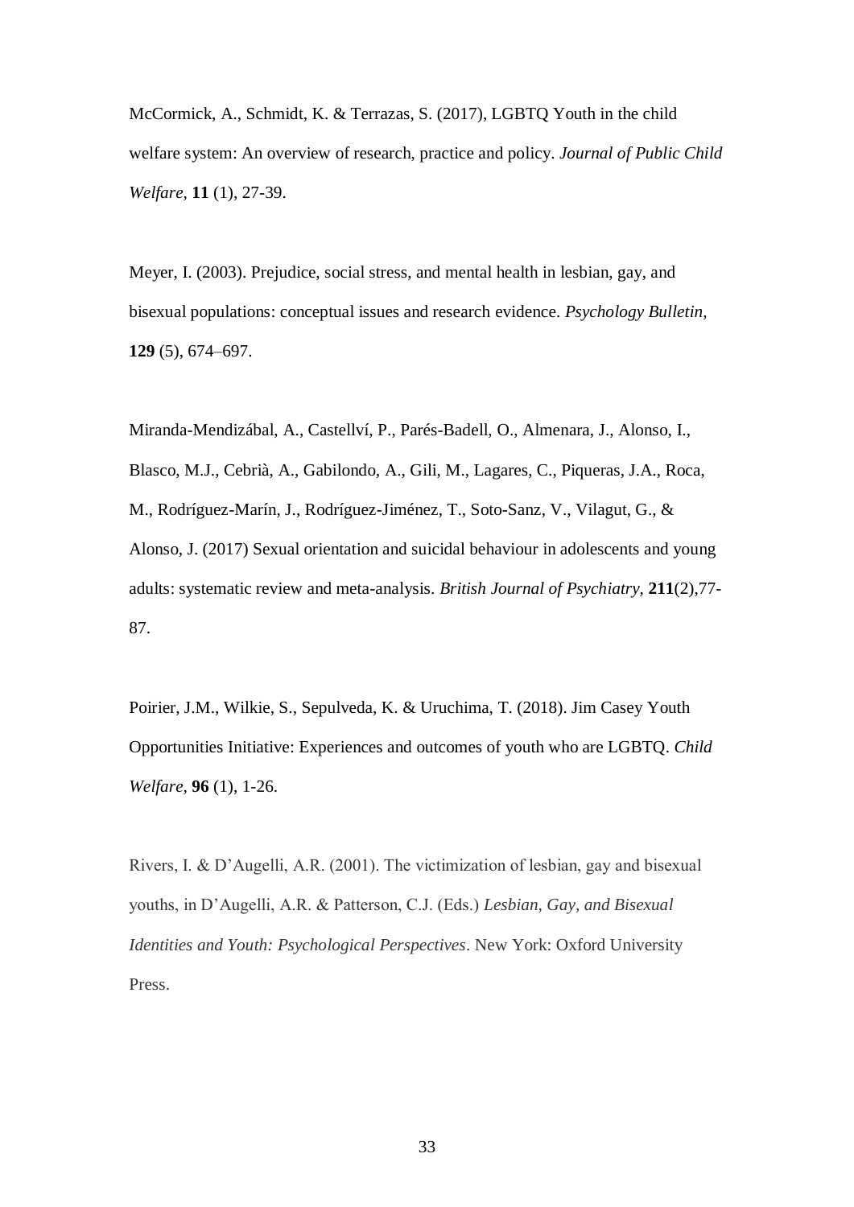McCormick, A., Schmidt, K. & Terrazas, S. (2017), LGBTQ Youth in the child welfare system: An overview of research, practice and policy. *Journal of Public Child Welfare*, **11** (1), 27-39.

Meyer, I. (2003). Prejudice, social stress, and mental health in lesbian, gay, and bisexual populations: conceptual issues and research evidence. *Psychology Bulletin*, **129** (5), 674–697.

Miranda-Mendizábal, A., Castellví, P., Parés-Badell, O., Almenara, J., Alonso, I., Blasco, M.J., Cebrià, A., Gabilondo, A., Gili, M., Lagares, C., Piqueras, J.A., Roca, M., Rodríguez-Marín, J., Rodríguez-Jiménez, T., Soto-Sanz, V., Vilagut, G., & Alonso, J. (2017) Sexual orientation and suicidal behaviour in adolescents and young adults: systematic review and meta-analysis. *British Journal of Psychiatry*, **211**(2),77-87.

Poirier, J.M., Wilkie, S., Sepulveda, K. & Uruchima, T. (2018). Jim Casey Youth Opportunities Initiative: Experiences and outcomes of youth who are LGBTQ. *Child Welfare*, **96** (1), 1-26.

Rivers, I. & D'Augelli, A.R. (2001). The victimization of lesbian, gay and bisexual youths, in D'Augelli, A.R. & Patterson, C.J. (Eds.) *Lesbian, Gay, and Bisexual Identities and Youth: Psychological Perspectives*. New York: Oxford University Press.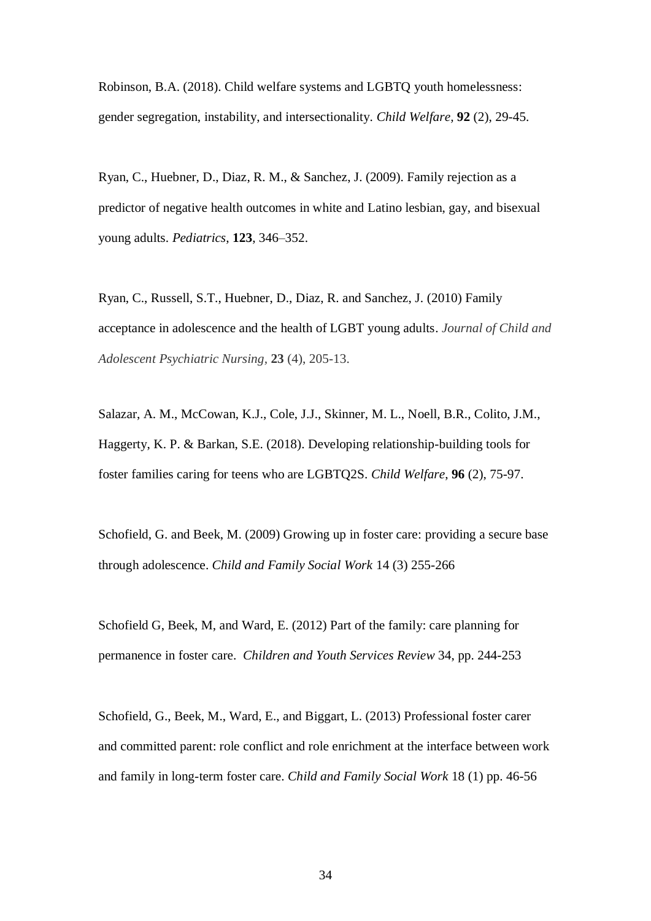Robinson, B.A. (2018). Child welfare systems and LGBTQ youth homelessness: gender segregation, instability, and intersectionality. *Child Welfare,* **92** (2), 29-45.

Ryan, C., Huebner, D., Diaz, R. M., & Sanchez, J. (2009). Family rejection as a predictor of negative health outcomes in white and Latino lesbian, gay, and bisexual young adults. *Pediatrics*, **123**, 346–352.

Ryan, C., Russell, S.T., Huebner, D., Diaz, R. and Sanchez, J. (2010) Family acceptance in adolescence and the health of LGBT young adults. *Journal of Child and Adolescent Psychiatric Nursing*, **23** (4), 205-13.

Salazar, A. M., McCowan, K.J., Cole, J.J., Skinner, M. L., Noell, B.R., Colito, J.M., Haggerty, K. P. & Barkan, S.E. (2018). Developing relationship-building tools for foster families caring for teens who are LGBTQ2S. *Child Welfare*, **96** (2), 75-97.

Schofield, G. and Beek, M. (2009) Growing up in foster care: providing a secure base through adolescence. *Child and Family Social Work* 14 (3) 255-266

Schofield G, Beek, M, and Ward, E. (2012) Part of the family: care planning for permanence in foster care. *Children and Youth Services Review* 34, pp. 244-253

Schofield, G., Beek, M., Ward, E., and Biggart, L. (2013) Professional foster carer and committed parent: role conflict and role enrichment at the interface between work and family in long-term foster care. *Child and Family Social Work* 18 (1) pp. 46-56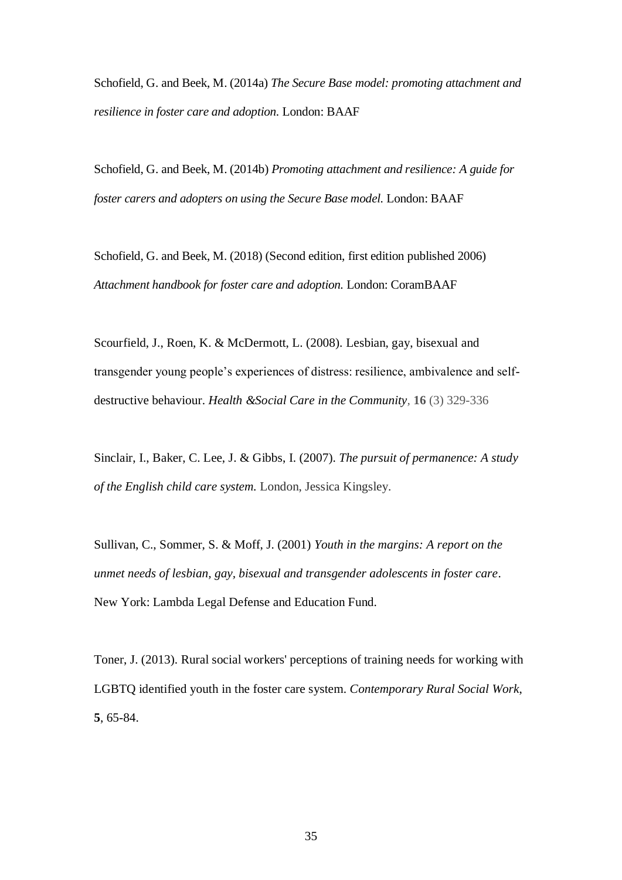Schofield, G. and Beek, M. (2014a) *The Secure Base model: promoting attachment and resilience in foster care and adoption.* London: BAAF

Schofield, G. and Beek, M. (2014b) *Promoting attachment and resilience: A guide for foster carers and adopters on using the Secure Base model.* London: BAAF

Schofield, G. and Beek, M. (2018) (Second edition, first edition published 2006) *Attachment handbook for foster care and adoption.* London: CoramBAAF

Scourfield, J., Roen, K. & McDermott, L. (2008). Lesbian, gay, bisexual and transgender young people's experiences of distress: resilience, ambivalence and self-destructive behaviour. *Health &Social Care in the Community*, **16** (3) 329-336

Sinclair, I., Baker, C. Lee, J. & Gibbs, I. (2007). *The pursuit of permanence: A study of the English child care system.* London, Jessica Kingsley.

Sullivan, C., Sommer, S. & Moff, J. (2001) *Youth in the margins: A report on the unmet needs of lesbian, gay, bisexual and transgender adolescents in foster care*. New York: Lambda Legal Defense and Education Fund.

Toner, J. (2013). Rural social workers' perceptions of training needs for working with LGBTQ identified youth in the foster care system. *Contemporary Rural Social Work*, **5**, 65-84.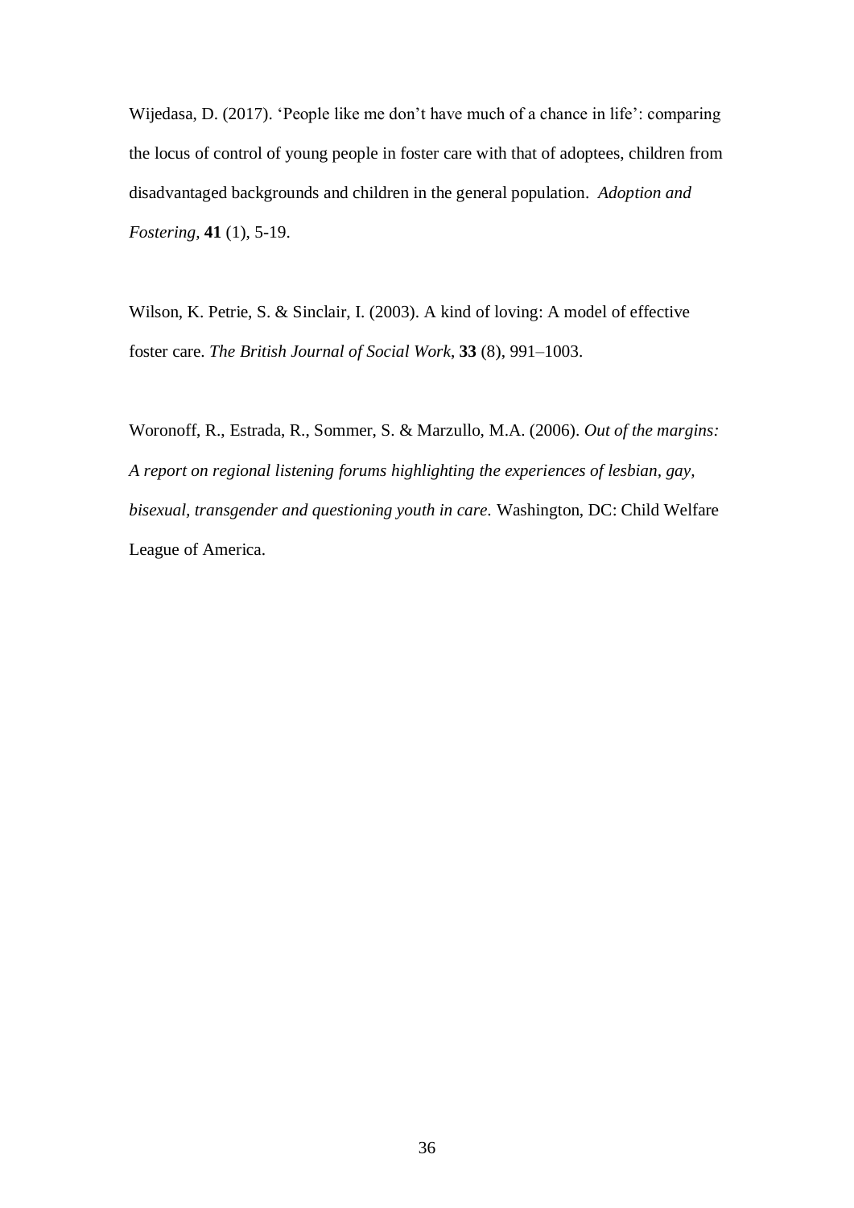Wijedasa, D. (2017). 'People like me don't have much of a chance in life': comparing the locus of control of young people in foster care with that of adoptees, children from disadvantaged backgrounds and children in the general population. *Adoption and Fostering,* **41** (1), 5-19.

Wilson, K. Petrie, S. & Sinclair, I. (2003). A kind of loving: A model of effective foster care. *The British Journal of Social Work*, **33** (8), 991–1003.

Woronoff, R., Estrada, R., Sommer, S. & Marzullo, M.A. (2006). *Out of the margins: A report on regional listening forums highlighting the experiences of lesbian, gay, bisexual, transgender and questioning youth in care.* Washington, DC: Child Welfare League of America.